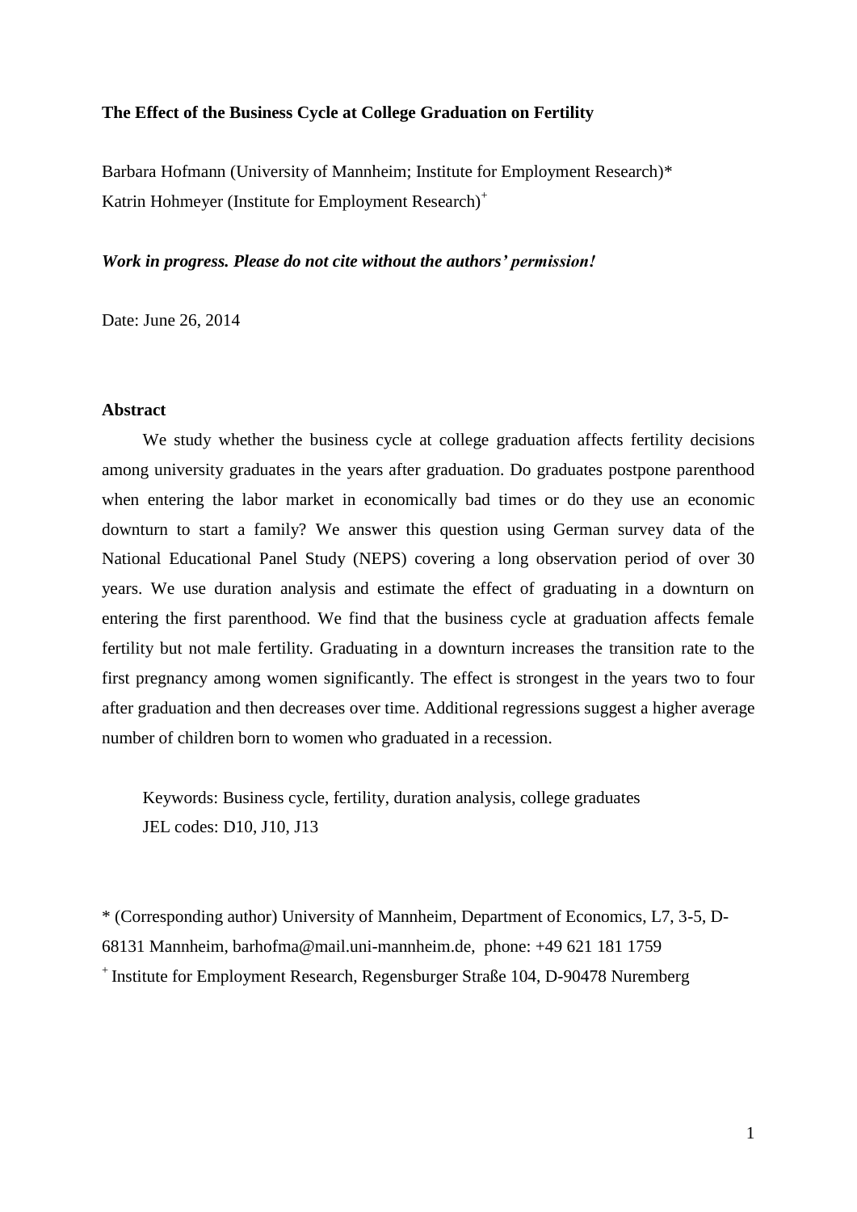# The Effect of the Business Cycle at College Graduation on Fertility

Barbara Hofmann (University of Mannheim; Institute for Employment Research)*
Katrin Hohmeyer (Institute for Employment Research)[+]

***Work in progress. Please do not cite without the authors' permission!***

Date: June 26, 2014

## Abstract

We study whether the business cycle at college graduation affects fertility decisions among university graduates in the years after graduation. Do graduates postpone parenthood when entering the labor market in economically bad times or do they use an economic downturn to start a family? We answer this question using German survey data of the National Educational Panel Study (NEPS) covering a long observation period of over 30 years. We use duration analysis and estimate the effect of graduating in a downturn on entering the first parenthood. We find that the business cycle at graduation affects female fertility but not male fertility. Graduating in a downturn increases the transition rate to the first pregnancy among women significantly. The effect is strongest in the years two to four after graduation and then decreases over time. Additional regressions suggest a higher average number of children born to women who graduated in a recession.

Keywords: Business cycle, fertility, duration analysis, college graduates
JEL codes: D10, J10, J13

* (Corresponding author) University of Mannheim, Department of Economics, L7, 3-5, D-68131 Mannheim, barhofma@mail.uni-mannheim.de, phone: +49 621 181 1759
[+] Institute for Employment Research, Regensburger Straße 104, D-90478 Nuremberg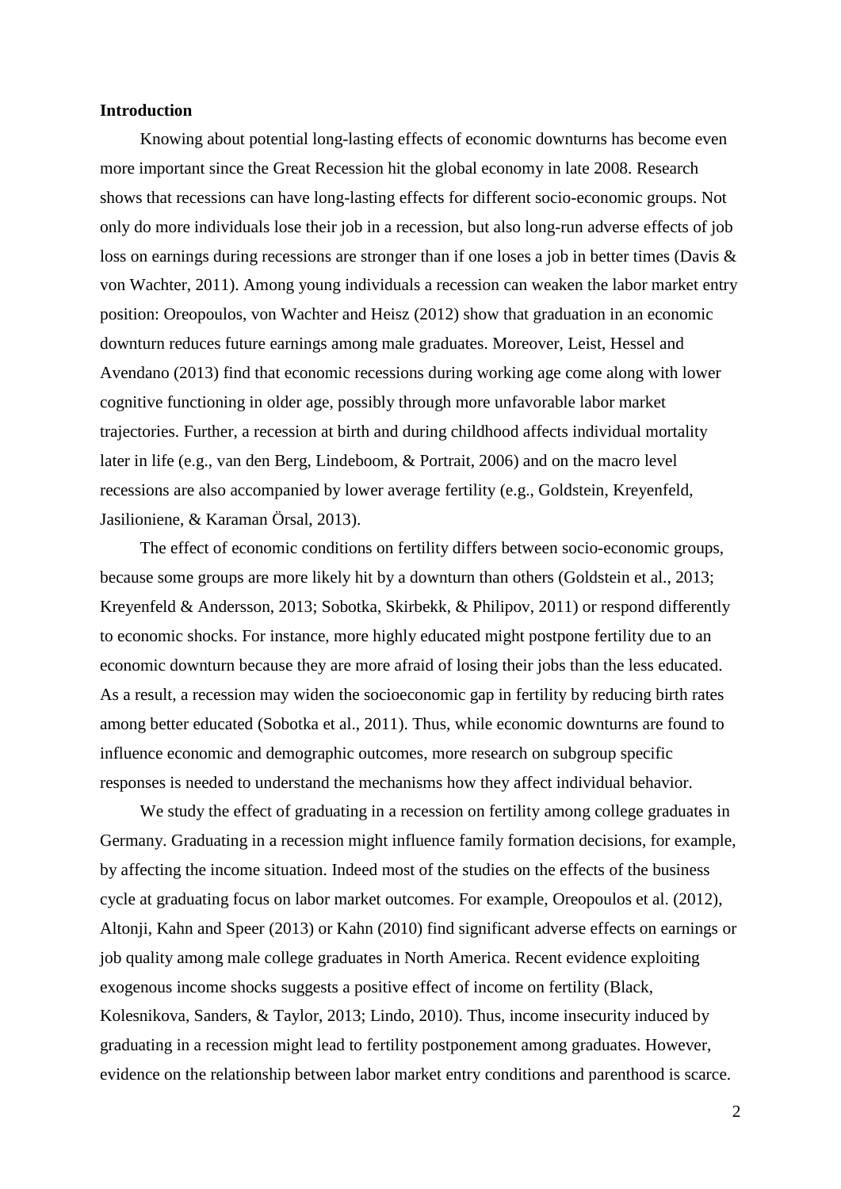**Introduction**

Knowing about potential long-lasting effects of economic downturns has become even more important since the Great Recession hit the global economy in late 2008. Research shows that recessions can have long-lasting effects for different socio-economic groups. Not only do more individuals lose their job in a recession, but also long-run adverse effects of job loss on earnings during recessions are stronger than if one loses a job in better times (Davis & von Wachter, 2011). Among young individuals a recession can weaken the labor market entry position: Oreopoulos, von Wachter and Heisz (2012) show that graduation in an economic downturn reduces future earnings among male graduates. Moreover, Leist, Hessel and Avendano (2013) find that economic recessions during working age come along with lower cognitive functioning in older age, possibly through more unfavorable labor market trajectories. Further, a recession at birth and during childhood affects individual mortality later in life (e.g., van den Berg, Lindeboom, & Portrait, 2006) and on the macro level recessions are also accompanied by lower average fertility (e.g., Goldstein, Kreyenfeld, Jasilioniene, & Karaman Örsal, 2013).

The effect of economic conditions on fertility differs between socio-economic groups, because some groups are more likely hit by a downturn than others (Goldstein et al., 2013; Kreyenfeld & Andersson, 2013; Sobotka, Skirbekk, & Philipov, 2011) or respond differently to economic shocks. For instance, more highly educated might postpone fertility due to an economic downturn because they are more afraid of losing their jobs than the less educated. As a result, a recession may widen the socioeconomic gap in fertility by reducing birth rates among better educated (Sobotka et al., 2011). Thus, while economic downturns are found to influence economic and demographic outcomes, more research on subgroup specific responses is needed to understand the mechanisms how they affect individual behavior.

We study the effect of graduating in a recession on fertility among college graduates in Germany. Graduating in a recession might influence family formation decisions, for example, by affecting the income situation. Indeed most of the studies on the effects of the business cycle at graduating focus on labor market outcomes. For example, Oreopoulos et al. (2012), Altonji, Kahn and Speer (2013) or Kahn (2010) find significant adverse effects on earnings or job quality among male college graduates in North America. Recent evidence exploiting exogenous income shocks suggests a positive effect of income on fertility (Black, Kolesnikova, Sanders, & Taylor, 2013; Lindo, 2010). Thus, income insecurity induced by graduating in a recession might lead to fertility postponement among graduates. However, evidence on the relationship between labor market entry conditions and parenthood is scarce.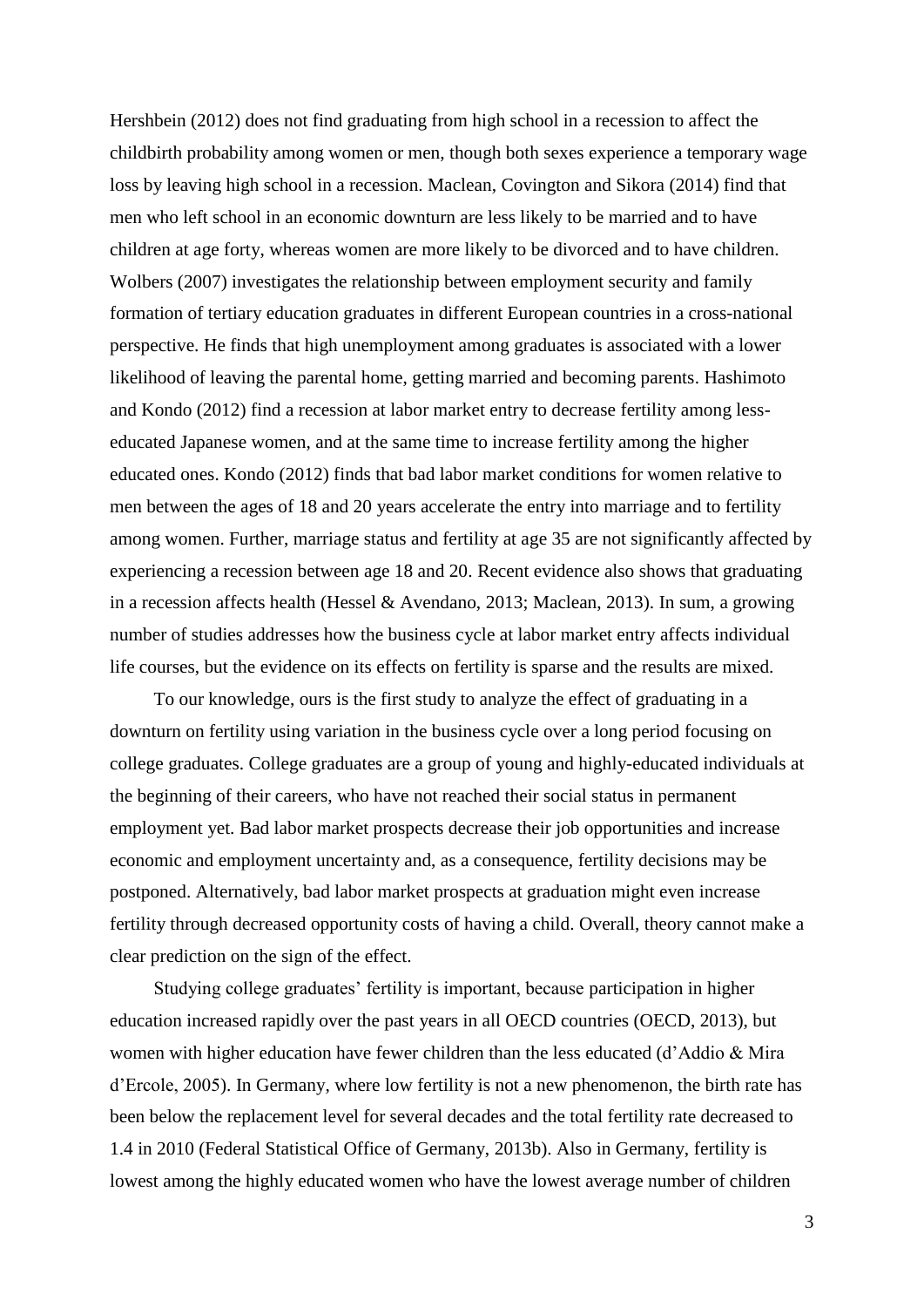Hershbein (2012) does not find graduating from high school in a recession to affect the childbirth probability among women or men, though both sexes experience a temporary wage loss by leaving high school in a recession. Maclean, Covington and Sikora (2014) find that men who left school in an economic downturn are less likely to be married and to have children at age forty, whereas women are more likely to be divorced and to have children. Wolbers (2007) investigates the relationship between employment security and family formation of tertiary education graduates in different European countries in a cross-national perspective. He finds that high unemployment among graduates is associated with a lower likelihood of leaving the parental home, getting married and becoming parents. Hashimoto and Kondo (2012) find a recession at labor market entry to decrease fertility among less-educated Japanese women, and at the same time to increase fertility among the higher educated ones. Kondo (2012) finds that bad labor market conditions for women relative to men between the ages of 18 and 20 years accelerate the entry into marriage and to fertility among women. Further, marriage status and fertility at age 35 are not significantly affected by experiencing a recession between age 18 and 20. Recent evidence also shows that graduating in a recession affects health (Hessel & Avendano, 2013; Maclean, 2013). In sum, a growing number of studies addresses how the business cycle at labor market entry affects individual life courses, but the evidence on its effects on fertility is sparse and the results are mixed.

To our knowledge, ours is the first study to analyze the effect of graduating in a downturn on fertility using variation in the business cycle over a long period focusing on college graduates. College graduates are a group of young and highly-educated individuals at the beginning of their careers, who have not reached their social status in permanent employment yet. Bad labor market prospects decrease their job opportunities and increase economic and employment uncertainty and, as a consequence, fertility decisions may be postponed. Alternatively, bad labor market prospects at graduation might even increase fertility through decreased opportunity costs of having a child. Overall, theory cannot make a clear prediction on the sign of the effect.

Studying college graduates' fertility is important, because participation in higher education increased rapidly over the past years in all OECD countries (OECD, 2013), but women with higher education have fewer children than the less educated (d'Addio & Mira d'Ercole, 2005). In Germany, where low fertility is not a new phenomenon, the birth rate has been below the replacement level for several decades and the total fertility rate decreased to 1.4 in 2010 (Federal Statistical Office of Germany, 2013b). Also in Germany, fertility is lowest among the highly educated women who have the lowest average number of children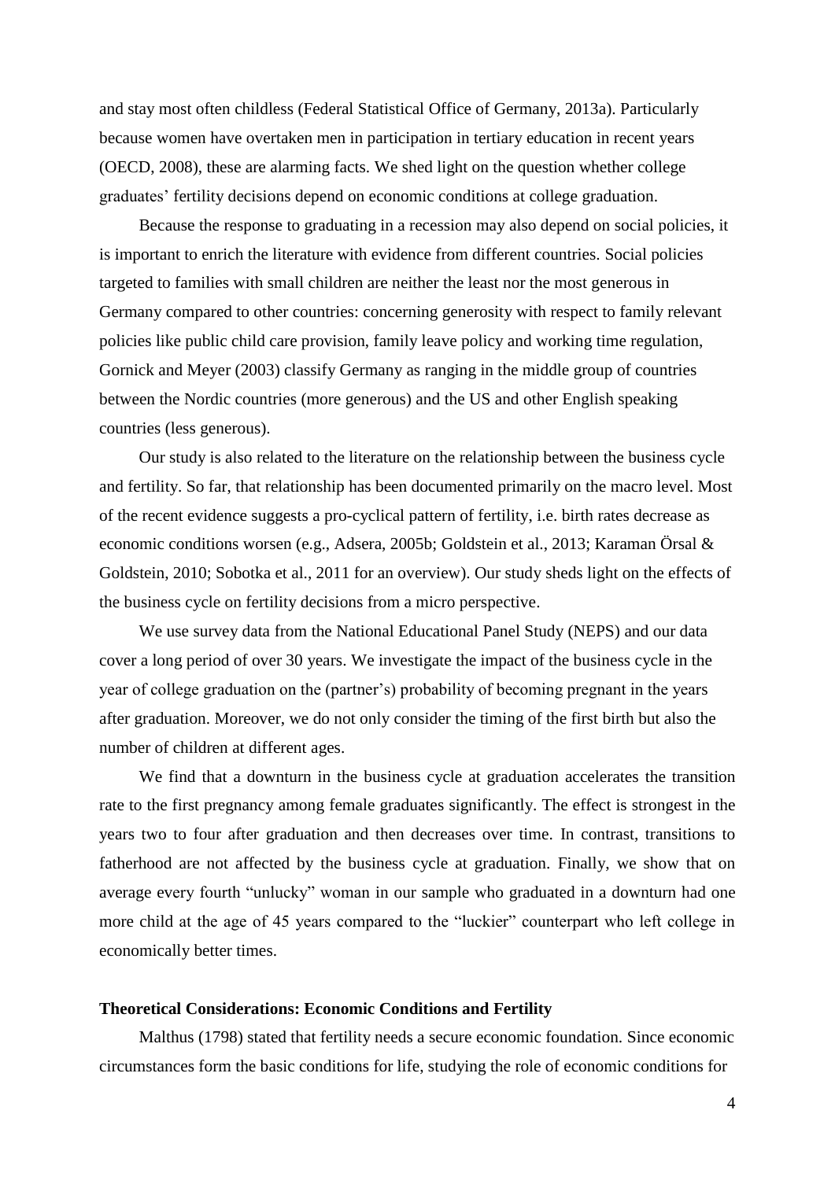and stay most often childless (Federal Statistical Office of Germany, 2013a). Particularly because women have overtaken men in participation in tertiary education in recent years (OECD, 2008), these are alarming facts. We shed light on the question whether college graduates' fertility decisions depend on economic conditions at college graduation.

Because the response to graduating in a recession may also depend on social policies, it is important to enrich the literature with evidence from different countries. Social policies targeted to families with small children are neither the least nor the most generous in Germany compared to other countries: concerning generosity with respect to family relevant policies like public child care provision, family leave policy and working time regulation, Gornick and Meyer (2003) classify Germany as ranging in the middle group of countries between the Nordic countries (more generous) and the US and other English speaking countries (less generous).

Our study is also related to the literature on the relationship between the business cycle and fertility. So far, that relationship has been documented primarily on the macro level. Most of the recent evidence suggests a pro-cyclical pattern of fertility, i.e. birth rates decrease as economic conditions worsen (e.g., Adsera, 2005b; Goldstein et al., 2013; Karaman Örsal & Goldstein, 2010; Sobotka et al., 2011 for an overview). Our study sheds light on the effects of the business cycle on fertility decisions from a micro perspective.

We use survey data from the National Educational Panel Study (NEPS) and our data cover a long period of over 30 years. We investigate the impact of the business cycle in the year of college graduation on the (partner's) probability of becoming pregnant in the years after graduation. Moreover, we do not only consider the timing of the first birth but also the number of children at different ages.

We find that a downturn in the business cycle at graduation accelerates the transition rate to the first pregnancy among female graduates significantly. The effect is strongest in the years two to four after graduation and then decreases over time. In contrast, transitions to fatherhood are not affected by the business cycle at graduation. Finally, we show that on average every fourth "unlucky" woman in our sample who graduated in a downturn had one more child at the age of 45 years compared to the "luckier" counterpart who left college in economically better times.

## Theoretical Considerations: Economic Conditions and Fertility

Malthus (1798) stated that fertility needs a secure economic foundation. Since economic circumstances form the basic conditions for life, studying the role of economic conditions for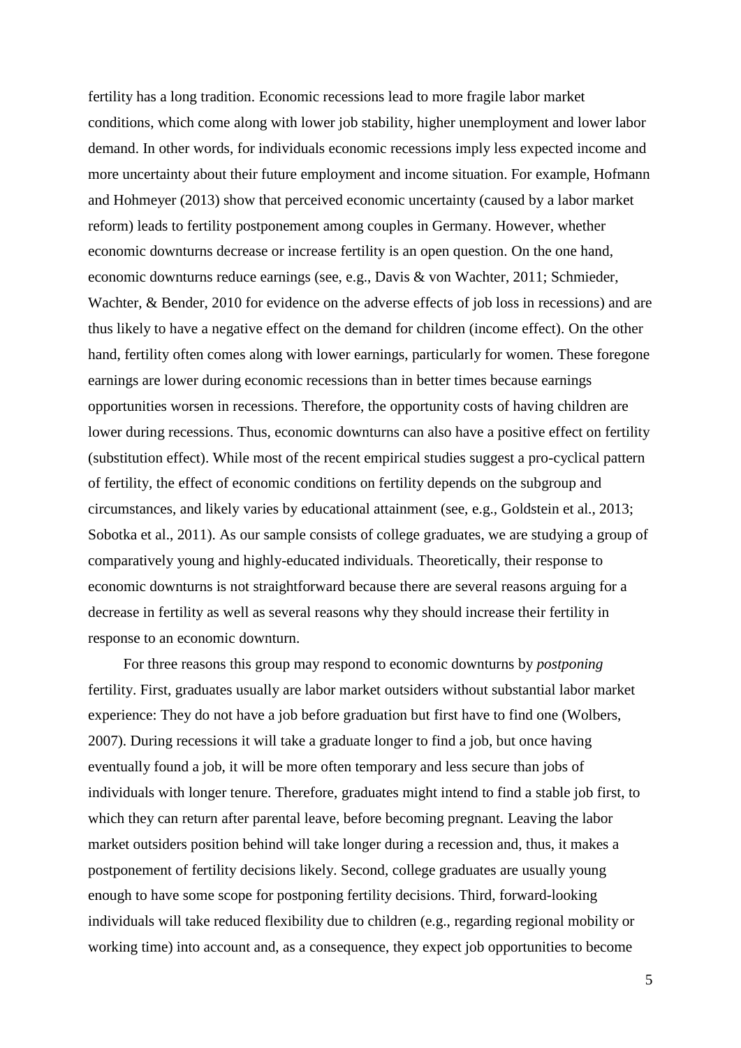fertility has a long tradition. Economic recessions lead to more fragile labor market conditions, which come along with lower job stability, higher unemployment and lower labor demand. In other words, for individuals economic recessions imply less expected income and more uncertainty about their future employment and income situation. For example, Hofmann and Hohmeyer (2013) show that perceived economic uncertainty (caused by a labor market reform) leads to fertility postponement among couples in Germany. However, whether economic downturns decrease or increase fertility is an open question. On the one hand, economic downturns reduce earnings (see, e.g., Davis & von Wachter, 2011; Schmieder, Wachter, & Bender, 2010 for evidence on the adverse effects of job loss in recessions) and are thus likely to have a negative effect on the demand for children (income effect). On the other hand, fertility often comes along with lower earnings, particularly for women. These foregone earnings are lower during economic recessions than in better times because earnings opportunities worsen in recessions. Therefore, the opportunity costs of having children are lower during recessions. Thus, economic downturns can also have a positive effect on fertility (substitution effect). While most of the recent empirical studies suggest a pro-cyclical pattern of fertility, the effect of economic conditions on fertility depends on the subgroup and circumstances, and likely varies by educational attainment (see, e.g., Goldstein et al., 2013; Sobotka et al., 2011). As our sample consists of college graduates, we are studying a group of comparatively young and highly-educated individuals. Theoretically, their response to economic downturns is not straightforward because there are several reasons arguing for a decrease in fertility as well as several reasons why they should increase their fertility in response to an economic downturn.

For three reasons this group may respond to economic downturns by *postponing* fertility. First, graduates usually are labor market outsiders without substantial labor market experience: They do not have a job before graduation but first have to find one (Wolbers, 2007). During recessions it will take a graduate longer to find a job, but once having eventually found a job, it will be more often temporary and less secure than jobs of individuals with longer tenure. Therefore, graduates might intend to find a stable job first, to which they can return after parental leave, before becoming pregnant. Leaving the labor market outsiders position behind will take longer during a recession and, thus, it makes a postponement of fertility decisions likely. Second, college graduates are usually young enough to have some scope for postponing fertility decisions. Third, forward-looking individuals will take reduced flexibility due to children (e.g., regarding regional mobility or working time) into account and, as a consequence, they expect job opportunities to become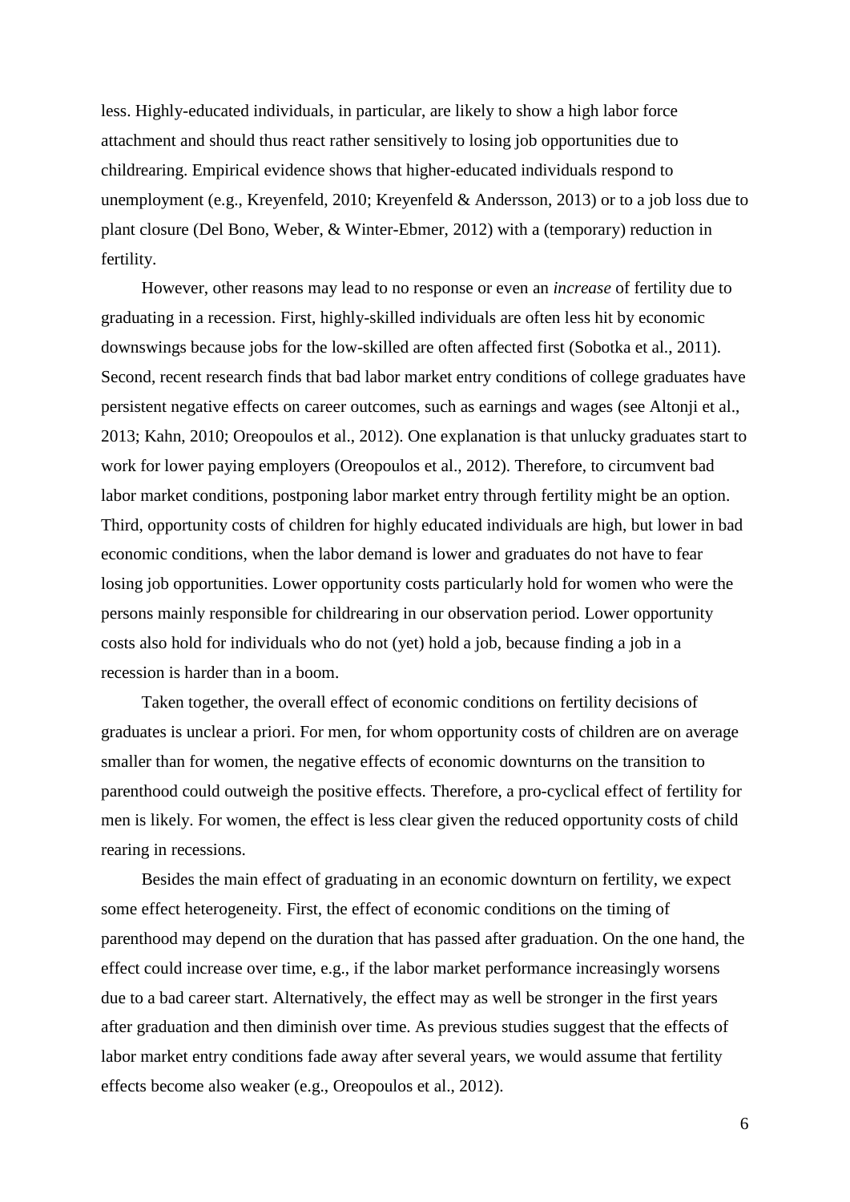less. Highly-educated individuals, in particular, are likely to show a high labor force attachment and should thus react rather sensitively to losing job opportunities due to childrearing. Empirical evidence shows that higher-educated individuals respond to unemployment (e.g., Kreyenfeld, 2010; Kreyenfeld & Andersson, 2013) or to a job loss due to plant closure (Del Bono, Weber, & Winter-Ebmer, 2012) with a (temporary) reduction in fertility.

However, other reasons may lead to no response or even an *increase* of fertility due to graduating in a recession. First, highly-skilled individuals are often less hit by economic downswings because jobs for the low-skilled are often affected first (Sobotka et al., 2011). Second, recent research finds that bad labor market entry conditions of college graduates have persistent negative effects on career outcomes, such as earnings and wages (see Altonji et al., 2013; Kahn, 2010; Oreopoulos et al., 2012). One explanation is that unlucky graduates start to work for lower paying employers (Oreopoulos et al., 2012). Therefore, to circumvent bad labor market conditions, postponing labor market entry through fertility might be an option. Third, opportunity costs of children for highly educated individuals are high, but lower in bad economic conditions, when the labor demand is lower and graduates do not have to fear losing job opportunities. Lower opportunity costs particularly hold for women who were the persons mainly responsible for childrearing in our observation period. Lower opportunity costs also hold for individuals who do not (yet) hold a job, because finding a job in a recession is harder than in a boom.

Taken together, the overall effect of economic conditions on fertility decisions of graduates is unclear a priori. For men, for whom opportunity costs of children are on average smaller than for women, the negative effects of economic downturns on the transition to parenthood could outweigh the positive effects. Therefore, a pro-cyclical effect of fertility for men is likely. For women, the effect is less clear given the reduced opportunity costs of child rearing in recessions.

Besides the main effect of graduating in an economic downturn on fertility, we expect some effect heterogeneity. First, the effect of economic conditions on the timing of parenthood may depend on the duration that has passed after graduation. On the one hand, the effect could increase over time, e.g., if the labor market performance increasingly worsens due to a bad career start. Alternatively, the effect may as well be stronger in the first years after graduation and then diminish over time. As previous studies suggest that the effects of labor market entry conditions fade away after several years, we would assume that fertility effects become also weaker (e.g., Oreopoulos et al., 2012).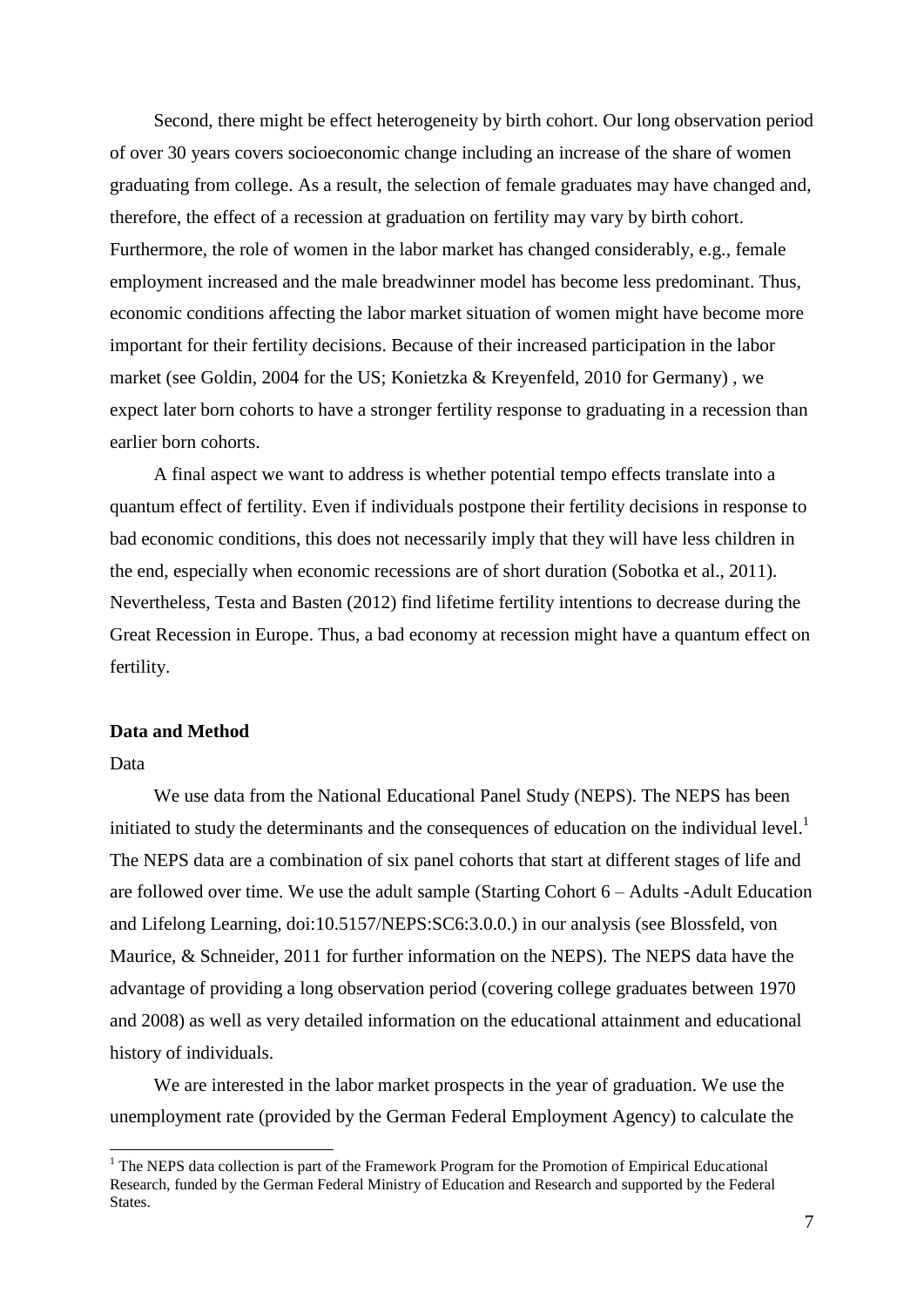Second, there might be effect heterogeneity by birth cohort. Our long observation period of over 30 years covers socioeconomic change including an increase of the share of women graduating from college. As a result, the selection of female graduates may have changed and, therefore, the effect of a recession at graduation on fertility may vary by birth cohort. Furthermore, the role of women in the labor market has changed considerably, e.g., female employment increased and the male breadwinner model has become less predominant. Thus, economic conditions affecting the labor market situation of women might have become more important for their fertility decisions. Because of their increased participation in the labor market (see Goldin, 2004 for the US; Konietzka & Kreyenfeld, 2010 for Germany) , we expect later born cohorts to have a stronger fertility response to graduating in a recession than earlier born cohorts.

A final aspect we want to address is whether potential tempo effects translate into a quantum effect of fertility. Even if individuals postpone their fertility decisions in response to bad economic conditions, this does not necessarily imply that they will have less children in the end, especially when economic recessions are of short duration (Sobotka et al., 2011). Nevertheless, Testa and Basten (2012) find lifetime fertility intentions to decrease during the Great Recession in Europe. Thus, a bad economy at recession might have a quantum effect on fertility.

**Data and Method**

Data

We use data from the National Educational Panel Study (NEPS). The NEPS has been initiated to study the determinants and the consequences of education on the individual level.[1] The NEPS data are a combination of six panel cohorts that start at different stages of life and are followed over time. We use the adult sample (Starting Cohort 6 – Adults -Adult Education and Lifelong Learning, doi:10.5157/NEPS:SC6:3.0.0.) in our analysis (see Blossfeld, von Maurice, & Schneider, 2011 for further information on the NEPS). The NEPS data have the advantage of providing a long observation period (covering college graduates between 1970 and 2008) as well as very detailed information on the educational attainment and educational history of individuals.

We are interested in the labor market prospects in the year of graduation. We use the unemployment rate (provided by the German Federal Employment Agency) to calculate the

[1] The NEPS data collection is part of the Framework Program for the Promotion of Empirical Educational Research, funded by the German Federal Ministry of Education and Research and supported by the Federal States.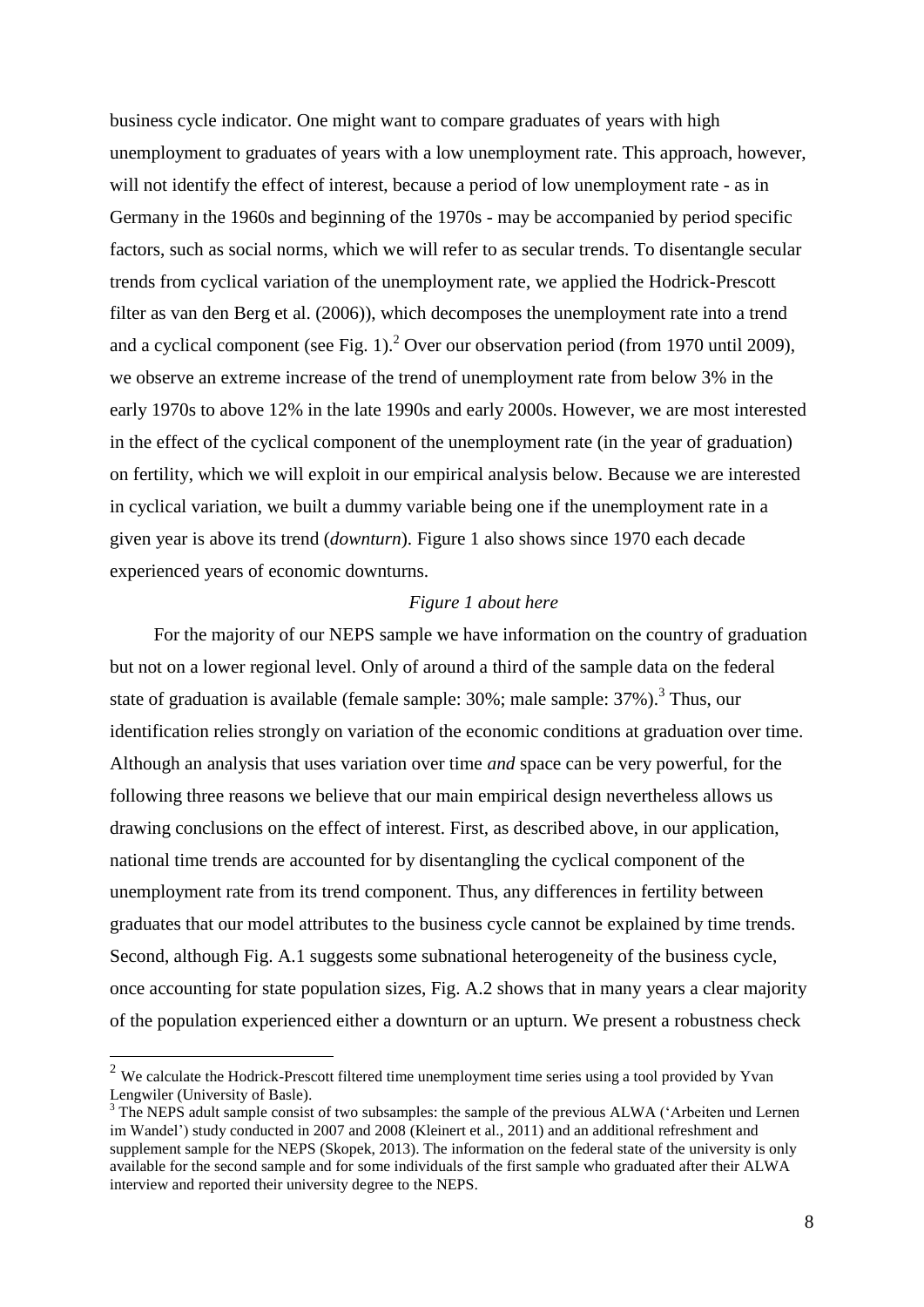business cycle indicator. One might want to compare graduates of years with high unemployment to graduates of years with a low unemployment rate. This approach, however, will not identify the effect of interest, because a period of low unemployment rate - as in Germany in the 1960s and beginning of the 1970s - may be accompanied by period specific factors, such as social norms, which we will refer to as secular trends. To disentangle secular trends from cyclical variation of the unemployment rate, we applied the Hodrick-Prescott filter as van den Berg et al. (2006)), which decomposes the unemployment rate into a trend and a cyclical component (see Fig. 1).[2] Over our observation period (from 1970 until 2009), we observe an extreme increase of the trend of unemployment rate from below 3% in the early 1970s to above 12% in the late 1990s and early 2000s. However, we are most interested in the effect of the cyclical component of the unemployment rate (in the year of graduation) on fertility, which we will exploit in our empirical analysis below. Because we are interested in cyclical variation, we built a dummy variable being one if the unemployment rate in a given year is above its trend (*downturn*). Figure 1 also shows since 1970 each decade experienced years of economic downturns.

*Figure 1 about here*

For the majority of our NEPS sample we have information on the country of graduation but not on a lower regional level. Only of around a third of the sample data on the federal state of graduation is available (female sample: 30%; male sample: 37%).[3] Thus, our identification relies strongly on variation of the economic conditions at graduation over time. Although an analysis that uses variation over time *and* space can be very powerful, for the following three reasons we believe that our main empirical design nevertheless allows us drawing conclusions on the effect of interest. First, as described above, in our application, national time trends are accounted for by disentangling the cyclical component of the unemployment rate from its trend component. Thus, any differences in fertility between graduates that our model attributes to the business cycle cannot be explained by time trends. Second, although Fig. A.1 suggests some subnational heterogeneity of the business cycle, once accounting for state population sizes, Fig. A.2 shows that in many years a clear majority of the population experienced either a downturn or an upturn. We present a robustness check

---

[2] We calculate the Hodrick-Prescott filtered time unemployment time series using a tool provided by Yvan Lengwiler (University of Basle).

[3] The NEPS adult sample consist of two subsamples: the sample of the previous ALWA ('Arbeiten und Lernen im Wandel') study conducted in 2007 and 2008 (Kleinert et al., 2011) and an additional refreshment and supplement sample for the NEPS (Skopek, 2013). The information on the federal state of the university is only available for the second sample and for some individuals of the first sample who graduated after their ALWA interview and reported their university degree to the NEPS.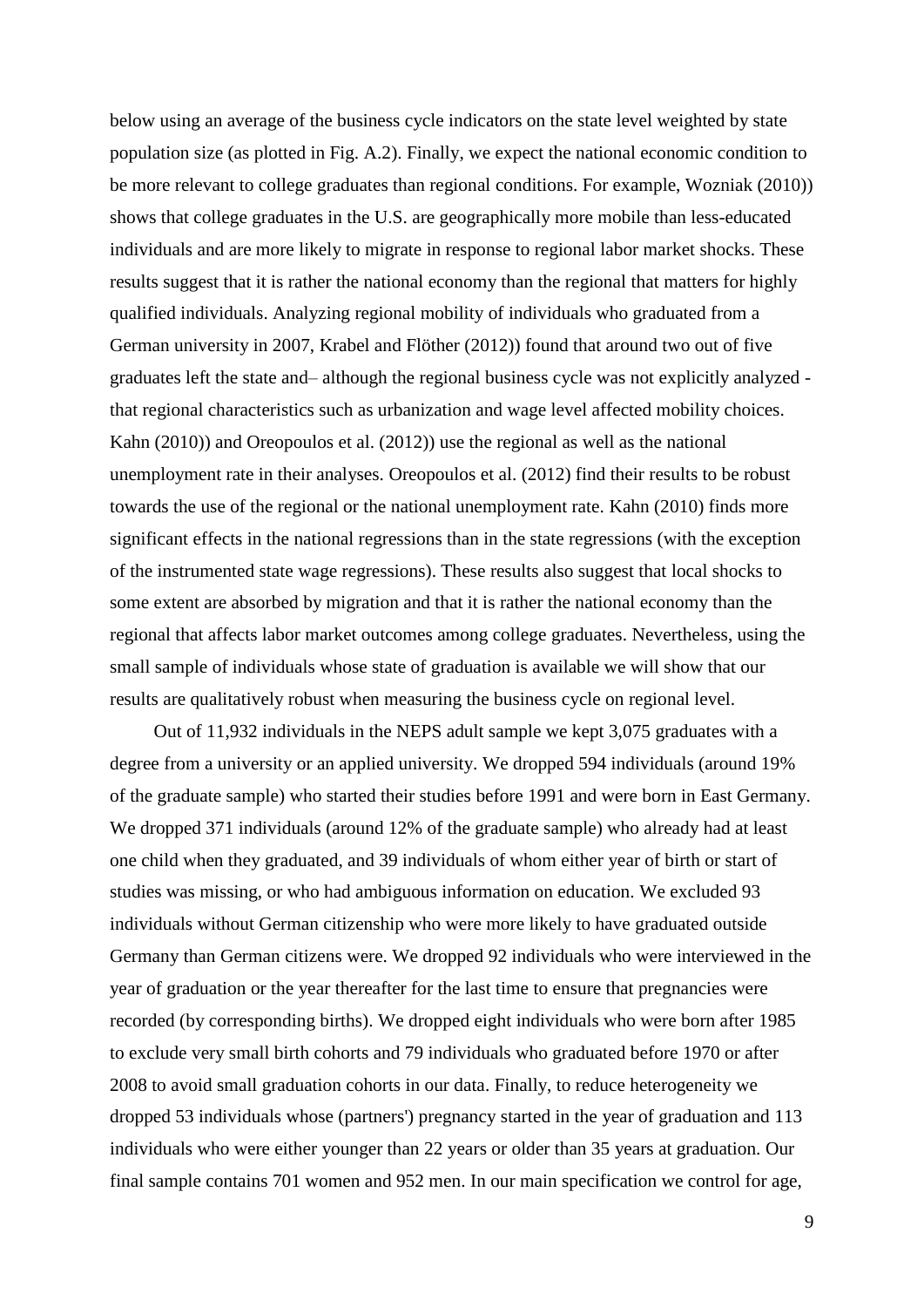below using an average of the business cycle indicators on the state level weighted by state population size (as plotted in Fig. A.2). Finally, we expect the national economic condition to be more relevant to college graduates than regional conditions. For example, Wozniak (2010)) shows that college graduates in the U.S. are geographically more mobile than less-educated individuals and are more likely to migrate in response to regional labor market shocks. These results suggest that it is rather the national economy than the regional that matters for highly qualified individuals. Analyzing regional mobility of individuals who graduated from a German university in 2007, Krabel and Flöther (2012)) found that around two out of five graduates left the state and– although the regional business cycle was not explicitly analyzed - that regional characteristics such as urbanization and wage level affected mobility choices. Kahn (2010)) and Oreopoulos et al. (2012)) use the regional as well as the national unemployment rate in their analyses. Oreopoulos et al. (2012) find their results to be robust towards the use of the regional or the national unemployment rate. Kahn (2010) finds more significant effects in the national regressions than in the state regressions (with the exception of the instrumented state wage regressions). These results also suggest that local shocks to some extent are absorbed by migration and that it is rather the national economy than the regional that affects labor market outcomes among college graduates. Nevertheless, using the small sample of individuals whose state of graduation is available we will show that our results are qualitatively robust when measuring the business cycle on regional level.

Out of 11,932 individuals in the NEPS adult sample we kept 3,075 graduates with a degree from a university or an applied university. We dropped 594 individuals (around 19% of the graduate sample) who started their studies before 1991 and were born in East Germany. We dropped 371 individuals (around 12% of the graduate sample) who already had at least one child when they graduated, and 39 individuals of whom either year of birth or start of studies was missing, or who had ambiguous information on education. We excluded 93 individuals without German citizenship who were more likely to have graduated outside Germany than German citizens were. We dropped 92 individuals who were interviewed in the year of graduation or the year thereafter for the last time to ensure that pregnancies were recorded (by corresponding births). We dropped eight individuals who were born after 1985 to exclude very small birth cohorts and 79 individuals who graduated before 1970 or after 2008 to avoid small graduation cohorts in our data. Finally, to reduce heterogeneity we dropped 53 individuals whose (partners') pregnancy started in the year of graduation and 113 individuals who were either younger than 22 years or older than 35 years at graduation. Our final sample contains 701 women and 952 men. In our main specification we control for age,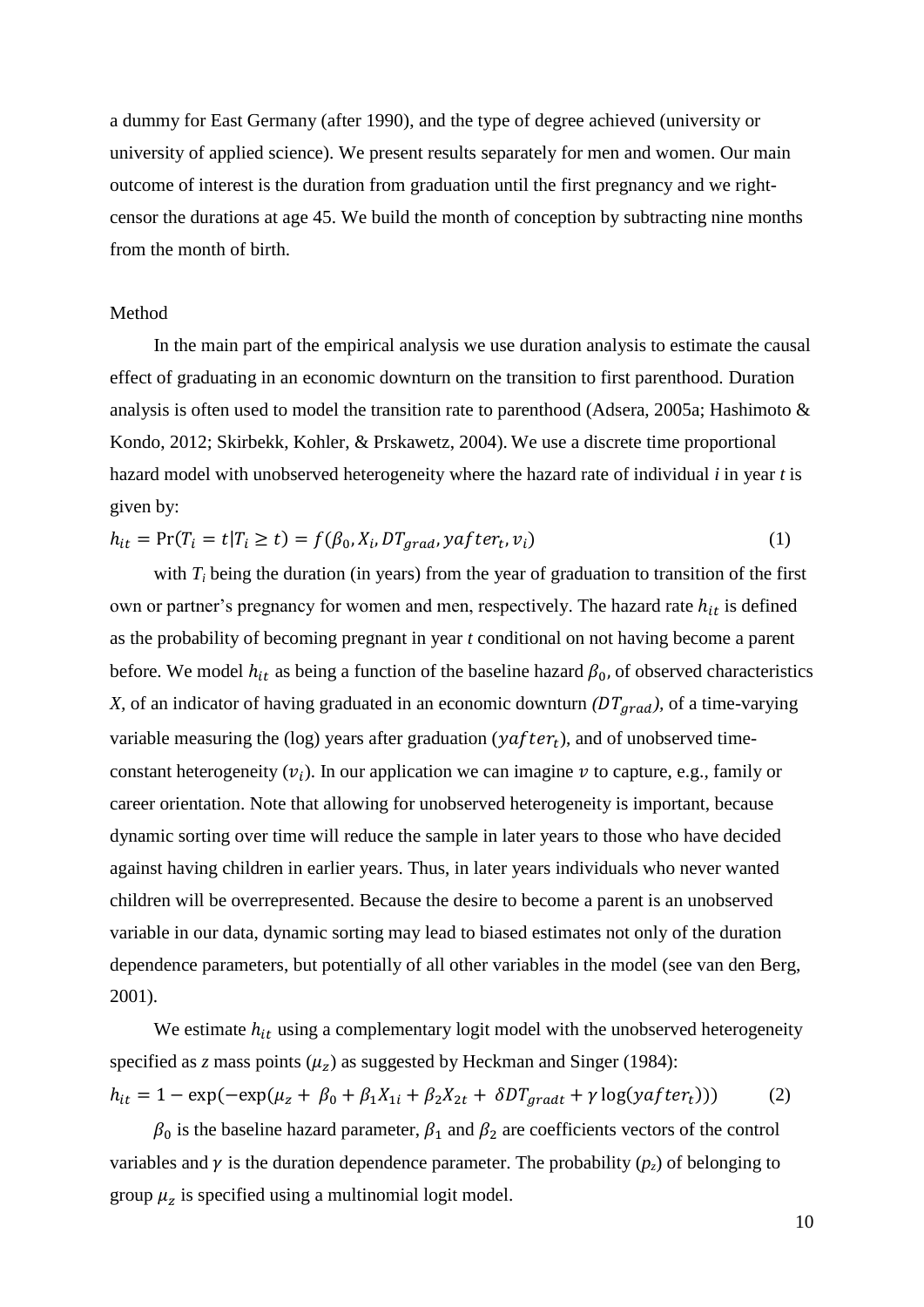a dummy for East Germany (after 1990), and the type of degree achieved (university or university of applied science). We present results separately for men and women. Our main outcome of interest is the duration from graduation until the first pregnancy and we right-censor the durations at age 45. We build the month of conception by subtracting nine months from the month of birth.

## Method

In the main part of the empirical analysis we use duration analysis to estimate the causal effect of graduating in an economic downturn on the transition to first parenthood. Duration analysis is often used to model the transition rate to parenthood (Adsera, 2005a; Hashimoto & Kondo, 2012; Skirbekk, Kohler, & Prskawetz, 2004). We use a discrete time proportional hazard model with unobserved heterogeneity where the hazard rate of individual *i* in year *t* is given by:

$$h_{it} = \Pr(T_i = t | T_i \geq t) = f(\beta_0, X_i, DT_{grad}, yafter_t, v_i) \quad (1)$$

with $T_i$ being the duration (in years) from the year of graduation to transition of the first own or partner's pregnancy for women and men, respectively. The hazard rate $h_{it}$ is defined as the probability of becoming pregnant in year *t* conditional on not having become a parent before. We model $h_{it}$ as being a function of the baseline hazard $\beta_0$, of observed characteristics *X*, of an indicator of having graduated in an economic downturn *(*$DT_{grad}$*)*, of a time-varying variable measuring the (log) years after graduation ($yafter_t$), and of unobserved time-constant heterogeneity ($v_i$). In our application we can imagine $v$ to capture, e.g., family or career orientation. Note that allowing for unobserved heterogeneity is important, because dynamic sorting over time will reduce the sample in later years to those who have decided against having children in earlier years. Thus, in later years individuals who never wanted children will be overrepresented. Because the desire to become a parent is an unobserved variable in our data, dynamic sorting may lead to biased estimates not only of the duration dependence parameters, but potentially of all other variables in the model (see van den Berg, 2001).

We estimate $h_{it}$ using a complementary logit model with the unobserved heterogeneity specified as *z* mass points ($\mu_z$) as suggested by Heckman and Singer (1984):

$$h_{it} = 1 - \exp(-\exp(\mu_z + \beta_0 + \beta_1 X_{1i} + \beta_2 X_{2t} + \delta DT_{gradt} + \gamma \log(yafter_t))) \quad (2)$$

$\beta_0$ is the baseline hazard parameter, $\beta_1$ and $\beta_2$ are coefficients vectors of the control variables and $\gamma$ is the duration dependence parameter. The probability ($p_z$) of belonging to group $\mu_z$ is specified using a multinomial logit model.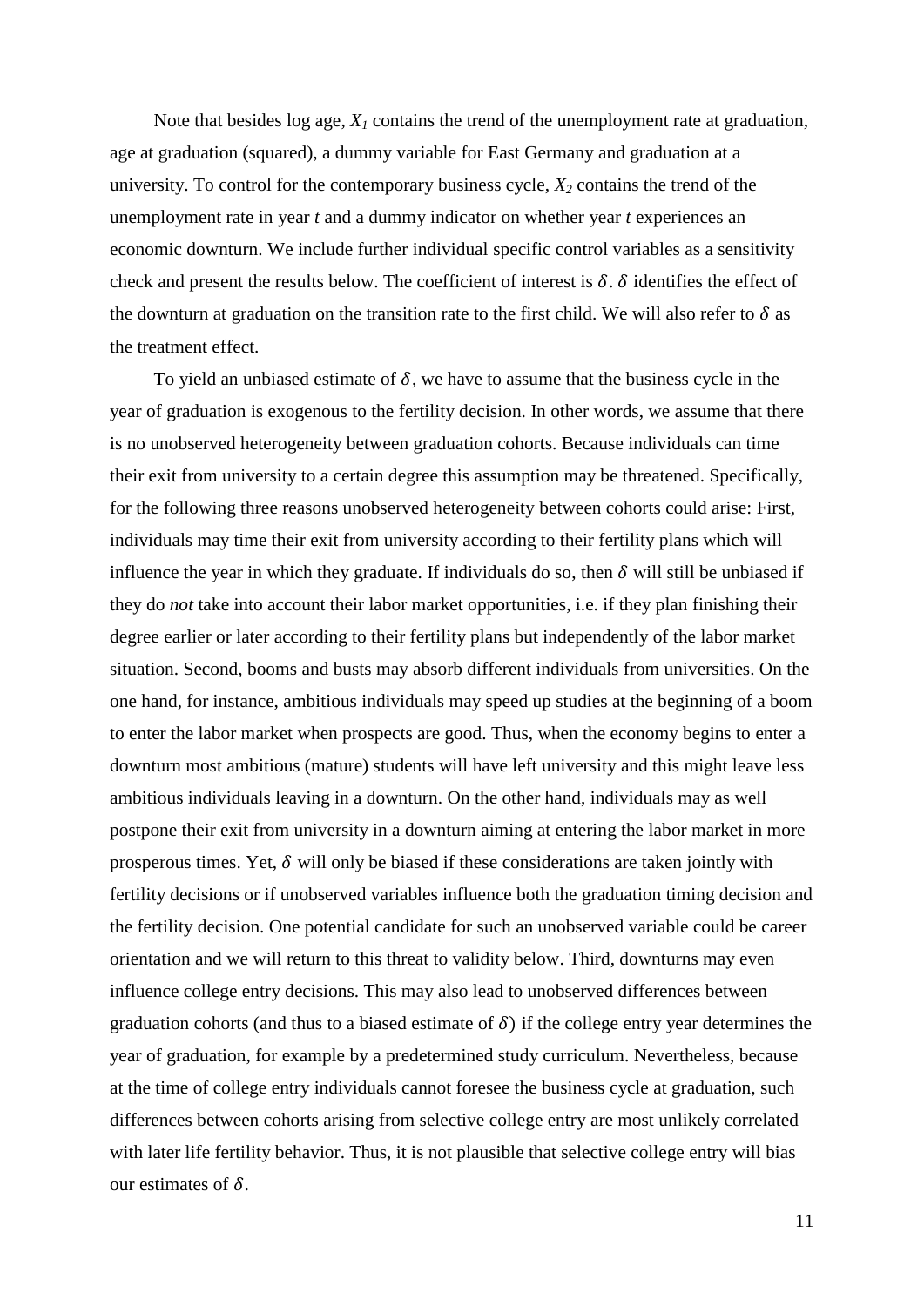Note that besides log age, $X_1$ contains the trend of the unemployment rate at graduation, age at graduation (squared), a dummy variable for East Germany and graduation at a university. To control for the contemporary business cycle, $X_2$ contains the trend of the unemployment rate in year *t* and a dummy indicator on whether year *t* experiences an economic downturn. We include further individual specific control variables as a sensitivity check and present the results below. The coefficient of interest is $\delta$. $\delta$ identifies the effect of the downturn at graduation on the transition rate to the first child. We will also refer to $\delta$ as the treatment effect.

To yield an unbiased estimate of $\delta$, we have to assume that the business cycle in the year of graduation is exogenous to the fertility decision. In other words, we assume that there is no unobserved heterogeneity between graduation cohorts. Because individuals can time their exit from university to a certain degree this assumption may be threatened. Specifically, for the following three reasons unobserved heterogeneity between cohorts could arise: First, individuals may time their exit from university according to their fertility plans which will influence the year in which they graduate. If individuals do so, then $\delta$ will still be unbiased if they do *not* take into account their labor market opportunities, i.e. if they plan finishing their degree earlier or later according to their fertility plans but independently of the labor market situation. Second, booms and busts may absorb different individuals from universities. On the one hand, for instance, ambitious individuals may speed up studies at the beginning of a boom to enter the labor market when prospects are good. Thus, when the economy begins to enter a downturn most ambitious (mature) students will have left university and this might leave less ambitious individuals leaving in a downturn. On the other hand, individuals may as well postpone their exit from university in a downturn aiming at entering the labor market in more prosperous times. Yet, $\delta$ will only be biased if these considerations are taken jointly with fertility decisions or if unobserved variables influence both the graduation timing decision and the fertility decision. One potential candidate for such an unobserved variable could be career orientation and we will return to this threat to validity below. Third, downturns may even influence college entry decisions. This may also lead to unobserved differences between graduation cohorts (and thus to a biased estimate of $\delta$) if the college entry year determines the year of graduation, for example by a predetermined study curriculum. Nevertheless, because at the time of college entry individuals cannot foresee the business cycle at graduation, such differences between cohorts arising from selective college entry are most unlikely correlated with later life fertility behavior. Thus, it is not plausible that selective college entry will bias our estimates of $\delta$.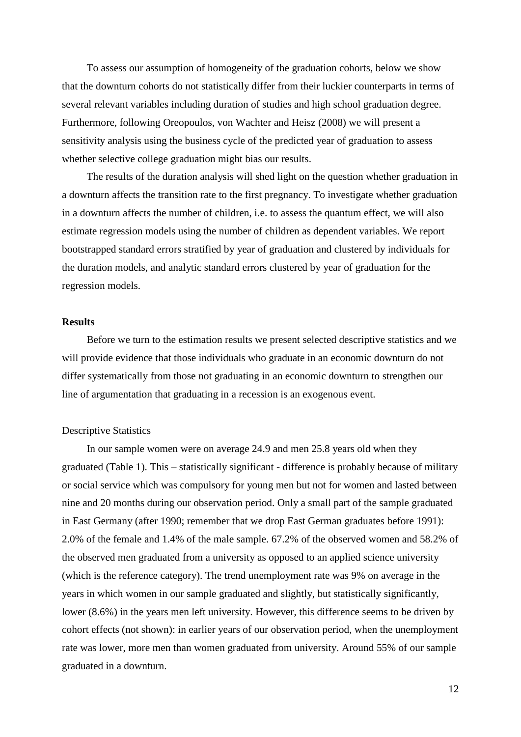To assess our assumption of homogeneity of the graduation cohorts, below we show that the downturn cohorts do not statistically differ from their luckier counterparts in terms of several relevant variables including duration of studies and high school graduation degree. Furthermore, following Oreopoulos, von Wachter and Heisz (2008) we will present a sensitivity analysis using the business cycle of the predicted year of graduation to assess whether selective college graduation might bias our results.

The results of the duration analysis will shed light on the question whether graduation in a downturn affects the transition rate to the first pregnancy. To investigate whether graduation in a downturn affects the number of children, i.e. to assess the quantum effect, we will also estimate regression models using the number of children as dependent variables. We report bootstrapped standard errors stratified by year of graduation and clustered by individuals for the duration models, and analytic standard errors clustered by year of graduation for the regression models.

## Results

Before we turn to the estimation results we present selected descriptive statistics and we will provide evidence that those individuals who graduate in an economic downturn do not differ systematically from those not graduating in an economic downturn to strengthen our line of argumentation that graduating in a recession is an exogenous event.

### Descriptive Statistics

In our sample women were on average 24.9 and men 25.8 years old when they graduated (Table 1). This – statistically significant - difference is probably because of military or social service which was compulsory for young men but not for women and lasted between nine and 20 months during our observation period. Only a small part of the sample graduated in East Germany (after 1990; remember that we drop East German graduates before 1991): 2.0% of the female and 1.4% of the male sample. 67.2% of the observed women and 58.2% of the observed men graduated from a university as opposed to an applied science university (which is the reference category). The trend unemployment rate was 9% on average in the years in which women in our sample graduated and slightly, but statistically significantly, lower (8.6%) in the years men left university. However, this difference seems to be driven by cohort effects (not shown): in earlier years of our observation period, when the unemployment rate was lower, more men than women graduated from university. Around 55% of our sample graduated in a downturn.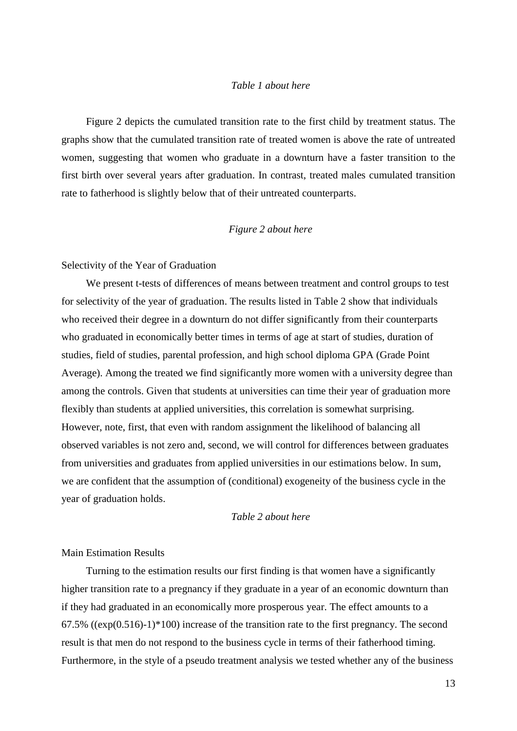*Table 1 about here*

Figure 2 depicts the cumulated transition rate to the first child by treatment status. The graphs show that the cumulated transition rate of treated women is above the rate of untreated women, suggesting that women who graduate in a downturn have a faster transition to the first birth over several years after graduation. In contrast, treated males cumulated transition rate to fatherhood is slightly below that of their untreated counterparts.

*Figure 2 about here*

Selectivity of the Year of Graduation

We present t-tests of differences of means between treatment and control groups to test for selectivity of the year of graduation. The results listed in Table 2 show that individuals who received their degree in a downturn do not differ significantly from their counterparts who graduated in economically better times in terms of age at start of studies, duration of studies, field of studies, parental profession, and high school diploma GPA (Grade Point Average). Among the treated we find significantly more women with a university degree than among the controls. Given that students at universities can time their year of graduation more flexibly than students at applied universities, this correlation is somewhat surprising. However, note, first, that even with random assignment the likelihood of balancing all observed variables is not zero and, second, we will control for differences between graduates from universities and graduates from applied universities in our estimations below. In sum, we are confident that the assumption of (conditional) exogeneity of the business cycle in the year of graduation holds.

*Table 2 about here*

Main Estimation Results

Turning to the estimation results our first finding is that women have a significantly higher transition rate to a pregnancy if they graduate in a year of an economic downturn than if they had graduated in an economically more prosperous year. The effect amounts to a 67.5% ((exp(0.516)-1)*100) increase of the transition rate to the first pregnancy. The second result is that men do not respond to the business cycle in terms of their fatherhood timing. Furthermore, in the style of a pseudo treatment analysis we tested whether any of the business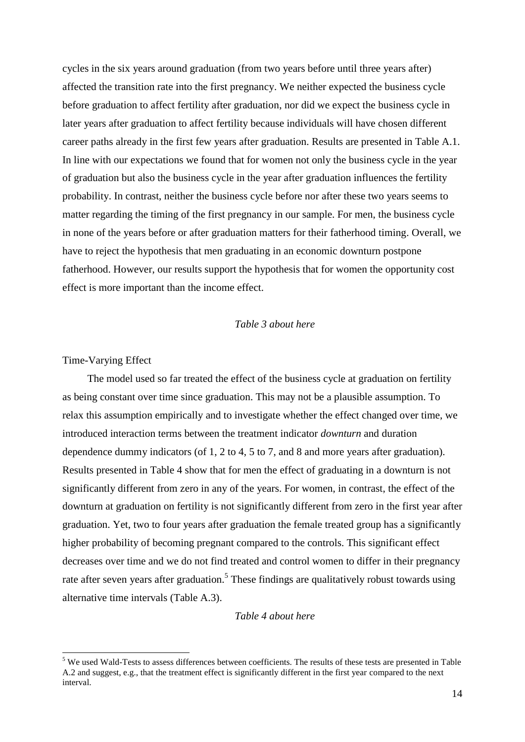cycles in the six years around graduation (from two years before until three years after) affected the transition rate into the first pregnancy. We neither expected the business cycle before graduation to affect fertility after graduation, nor did we expect the business cycle in later years after graduation to affect fertility because individuals will have chosen different career paths already in the first few years after graduation. Results are presented in Table A.1. In line with our expectations we found that for women not only the business cycle in the year of graduation but also the business cycle in the year after graduation influences the fertility probability. In contrast, neither the business cycle before nor after these two years seems to matter regarding the timing of the first pregnancy in our sample. For men, the business cycle in none of the years before or after graduation matters for their fatherhood timing. Overall, we have to reject the hypothesis that men graduating in an economic downturn postpone fatherhood. However, our results support the hypothesis that for women the opportunity cost effect is more important than the income effect.

*Table 3 about here*

Time-Varying Effect

The model used so far treated the effect of the business cycle at graduation on fertility as being constant over time since graduation. This may not be a plausible assumption. To relax this assumption empirically and to investigate whether the effect changed over time, we introduced interaction terms between the treatment indicator *downturn* and duration dependence dummy indicators (of 1, 2 to 4, 5 to 7, and 8 and more years after graduation). Results presented in Table 4 show that for men the effect of graduating in a downturn is not significantly different from zero in any of the years. For women, in contrast, the effect of the downturn at graduation on fertility is not significantly different from zero in the first year after graduation. Yet, two to four years after graduation the female treated group has a significantly higher probability of becoming pregnant compared to the controls. This significant effect decreases over time and we do not find treated and control women to differ in their pregnancy rate after seven years after graduation.[5] These findings are qualitatively robust towards using alternative time intervals (Table A.3).

*Table 4 about here*

[5] We used Wald-Tests to assess differences between coefficients. The results of these tests are presented in Table A.2 and suggest, e.g., that the treatment effect is significantly different in the first year compared to the next interval.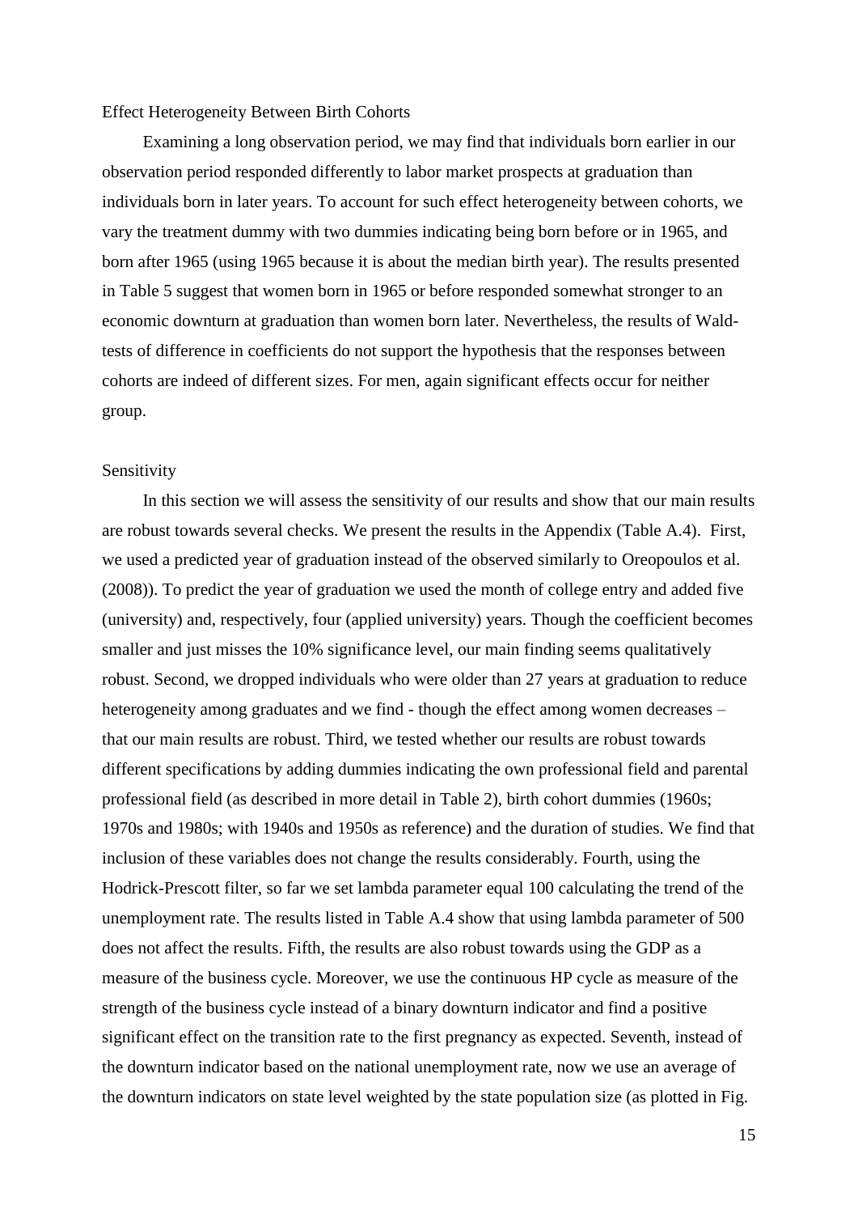### Effect Heterogeneity Between Birth Cohorts

Examining a long observation period, we may find that individuals born earlier in our observation period responded differently to labor market prospects at graduation than individuals born in later years. To account for such effect heterogeneity between cohorts, we vary the treatment dummy with two dummies indicating being born before or in 1965, and born after 1965 (using 1965 because it is about the median birth year). The results presented in Table 5 suggest that women born in 1965 or before responded somewhat stronger to an economic downturn at graduation than women born later. Nevertheless, the results of Wald-tests of difference in coefficients do not support the hypothesis that the responses between cohorts are indeed of different sizes. For men, again significant effects occur for neither group.

### Sensitivity

In this section we will assess the sensitivity of our results and show that our main results are robust towards several checks. We present the results in the Appendix (Table A.4). First, we used a predicted year of graduation instead of the observed similarly to Oreopoulos et al. (2008)). To predict the year of graduation we used the month of college entry and added five (university) and, respectively, four (applied university) years. Though the coefficient becomes smaller and just misses the 10% significance level, our main finding seems qualitatively robust. Second, we dropped individuals who were older than 27 years at graduation to reduce heterogeneity among graduates and we find - though the effect among women decreases – that our main results are robust. Third, we tested whether our results are robust towards different specifications by adding dummies indicating the own professional field and parental professional field (as described in more detail in Table 2), birth cohort dummies (1960s; 1970s and 1980s; with 1940s and 1950s as reference) and the duration of studies. We find that inclusion of these variables does not change the results considerably. Fourth, using the Hodrick-Prescott filter, so far we set lambda parameter equal 100 calculating the trend of the unemployment rate. The results listed in Table A.4 show that using lambda parameter of 500 does not affect the results. Fifth, the results are also robust towards using the GDP as a measure of the business cycle. Moreover, we use the continuous HP cycle as measure of the strength of the business cycle instead of a binary downturn indicator and find a positive significant effect on the transition rate to the first pregnancy as expected. Seventh, instead of the downturn indicator based on the national unemployment rate, now we use an average of the downturn indicators on state level weighted by the state population size (as plotted in Fig.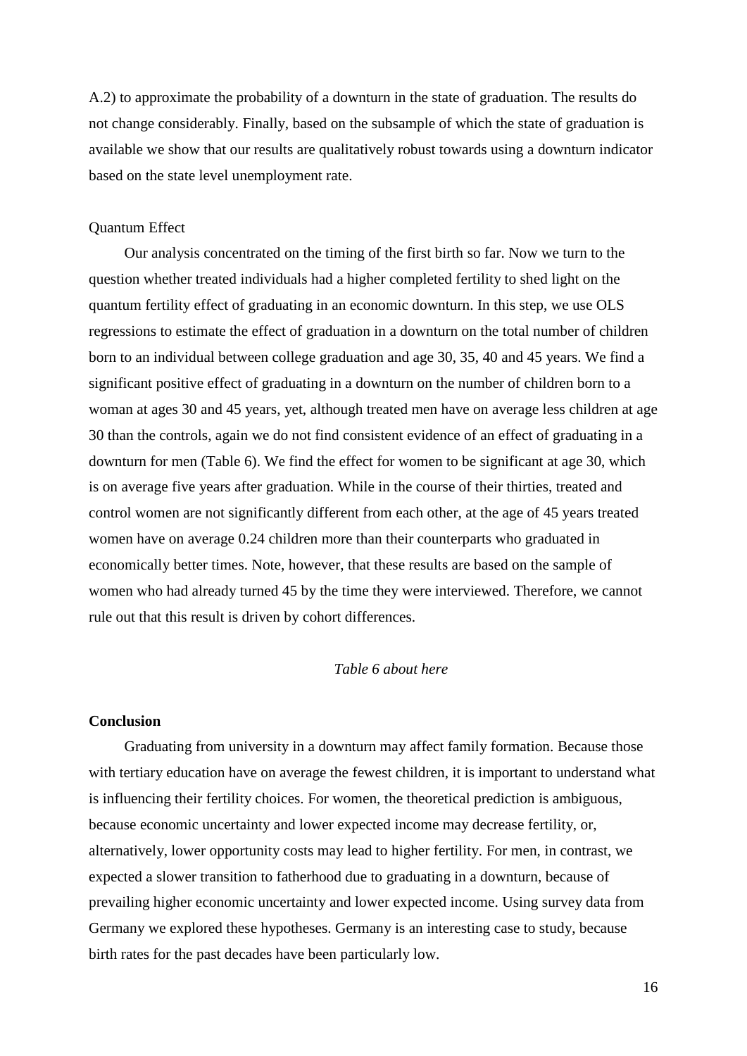A.2) to approximate the probability of a downturn in the state of graduation. The results do not change considerably. Finally, based on the subsample of which the state of graduation is available we show that our results are qualitatively robust towards using a downturn indicator based on the state level unemployment rate.

Quantum Effect

Our analysis concentrated on the timing of the first birth so far. Now we turn to the question whether treated individuals had a higher completed fertility to shed light on the quantum fertility effect of graduating in an economic downturn. In this step, we use OLS regressions to estimate the effect of graduation in a downturn on the total number of children born to an individual between college graduation and age 30, 35, 40 and 45 years. We find a significant positive effect of graduating in a downturn on the number of children born to a woman at ages 30 and 45 years, yet, although treated men have on average less children at age 30 than the controls, again we do not find consistent evidence of an effect of graduating in a downturn for men (Table 6). We find the effect for women to be significant at age 30, which is on average five years after graduation. While in the course of their thirties, treated and control women are not significantly different from each other, at the age of 45 years treated women have on average 0.24 children more than their counterparts who graduated in economically better times. Note, however, that these results are based on the sample of women who had already turned 45 by the time they were interviewed. Therefore, we cannot rule out that this result is driven by cohort differences.

*Table 6 about here*

**Conclusion**

Graduating from university in a downturn may affect family formation. Because those with tertiary education have on average the fewest children, it is important to understand what is influencing their fertility choices. For women, the theoretical prediction is ambiguous, because economic uncertainty and lower expected income may decrease fertility, or, alternatively, lower opportunity costs may lead to higher fertility. For men, in contrast, we expected a slower transition to fatherhood due to graduating in a downturn, because of prevailing higher economic uncertainty and lower expected income. Using survey data from Germany we explored these hypotheses. Germany is an interesting case to study, because birth rates for the past decades have been particularly low.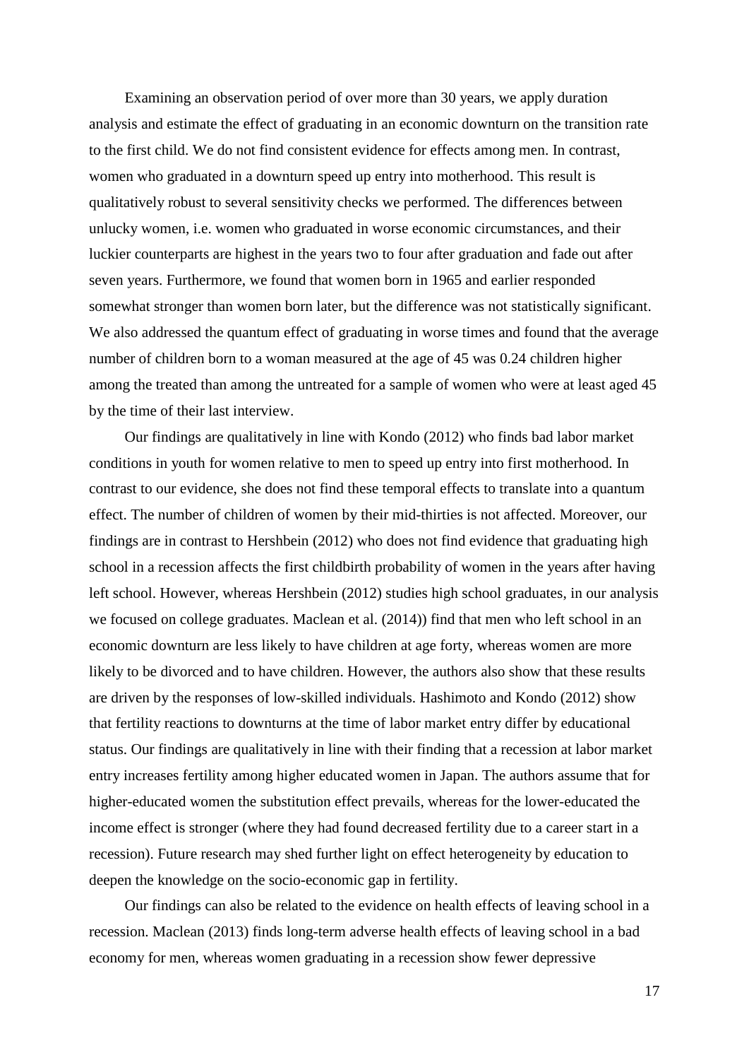Examining an observation period of over more than 30 years, we apply duration analysis and estimate the effect of graduating in an economic downturn on the transition rate to the first child. We do not find consistent evidence for effects among men. In contrast, women who graduated in a downturn speed up entry into motherhood. This result is qualitatively robust to several sensitivity checks we performed. The differences between unlucky women, i.e. women who graduated in worse economic circumstances, and their luckier counterparts are highest in the years two to four after graduation and fade out after seven years. Furthermore, we found that women born in 1965 and earlier responded somewhat stronger than women born later, but the difference was not statistically significant. We also addressed the quantum effect of graduating in worse times and found that the average number of children born to a woman measured at the age of 45 was 0.24 children higher among the treated than among the untreated for a sample of women who were at least aged 45 by the time of their last interview.

Our findings are qualitatively in line with Kondo (2012) who finds bad labor market conditions in youth for women relative to men to speed up entry into first motherhood. In contrast to our evidence, she does not find these temporal effects to translate into a quantum effect. The number of children of women by their mid-thirties is not affected. Moreover, our findings are in contrast to Hershbein (2012) who does not find evidence that graduating high school in a recession affects the first childbirth probability of women in the years after having left school. However, whereas Hershbein (2012) studies high school graduates, in our analysis we focused on college graduates. Maclean et al. (2014)) find that men who left school in an economic downturn are less likely to have children at age forty, whereas women are more likely to be divorced and to have children. However, the authors also show that these results are driven by the responses of low-skilled individuals. Hashimoto and Kondo (2012) show that fertility reactions to downturns at the time of labor market entry differ by educational status. Our findings are qualitatively in line with their finding that a recession at labor market entry increases fertility among higher educated women in Japan. The authors assume that for higher-educated women the substitution effect prevails, whereas for the lower-educated the income effect is stronger (where they had found decreased fertility due to a career start in a recession). Future research may shed further light on effect heterogeneity by education to deepen the knowledge on the socio-economic gap in fertility.

Our findings can also be related to the evidence on health effects of leaving school in a recession. Maclean (2013) finds long-term adverse health effects of leaving school in a bad economy for men, whereas women graduating in a recession show fewer depressive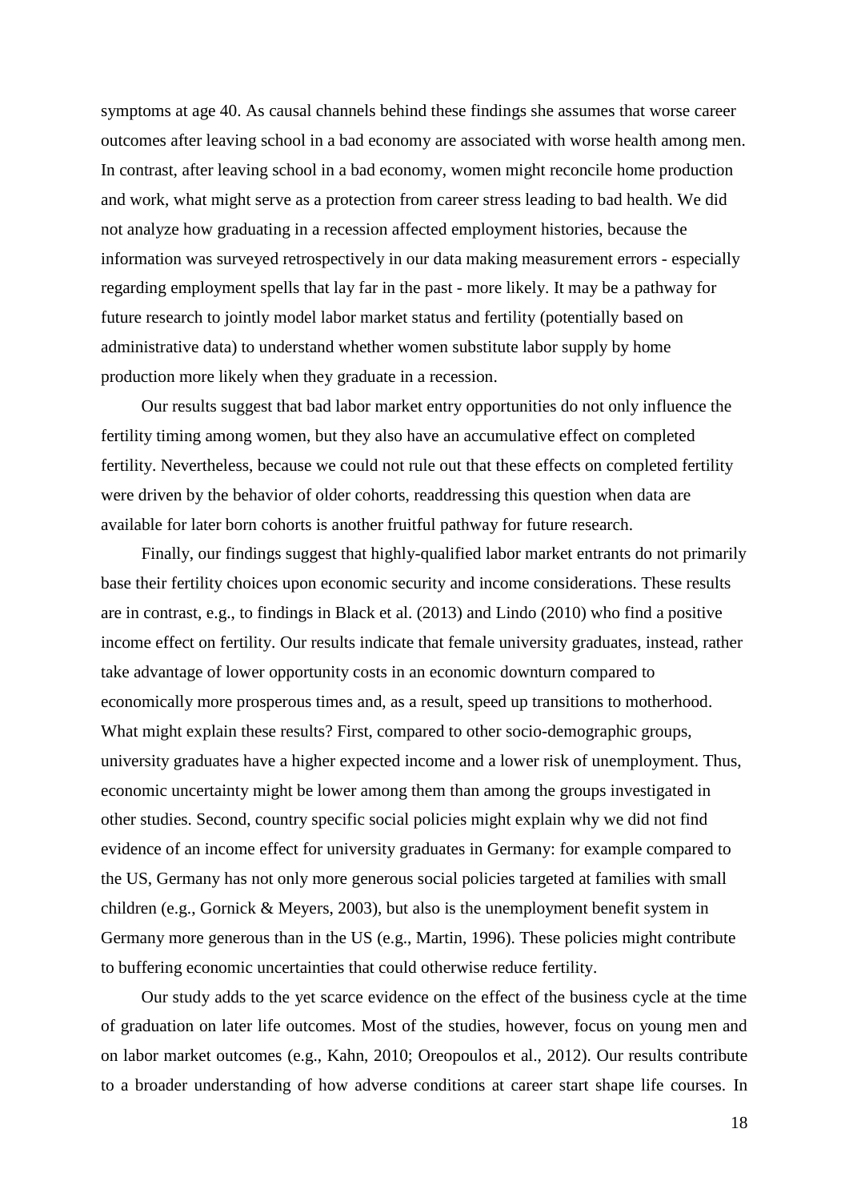symptoms at age 40. As causal channels behind these findings she assumes that worse career outcomes after leaving school in a bad economy are associated with worse health among men. In contrast, after leaving school in a bad economy, women might reconcile home production and work, what might serve as a protection from career stress leading to bad health. We did not analyze how graduating in a recession affected employment histories, because the information was surveyed retrospectively in our data making measurement errors - especially regarding employment spells that lay far in the past - more likely. It may be a pathway for future research to jointly model labor market status and fertility (potentially based on administrative data) to understand whether women substitute labor supply by home production more likely when they graduate in a recession.

Our results suggest that bad labor market entry opportunities do not only influence the fertility timing among women, but they also have an accumulative effect on completed fertility. Nevertheless, because we could not rule out that these effects on completed fertility were driven by the behavior of older cohorts, readdressing this question when data are available for later born cohorts is another fruitful pathway for future research.

Finally, our findings suggest that highly-qualified labor market entrants do not primarily base their fertility choices upon economic security and income considerations. These results are in contrast, e.g., to findings in Black et al. (2013) and Lindo (2010) who find a positive income effect on fertility. Our results indicate that female university graduates, instead, rather take advantage of lower opportunity costs in an economic downturn compared to economically more prosperous times and, as a result, speed up transitions to motherhood. What might explain these results? First, compared to other socio-demographic groups, university graduates have a higher expected income and a lower risk of unemployment. Thus, economic uncertainty might be lower among them than among the groups investigated in other studies. Second, country specific social policies might explain why we did not find evidence of an income effect for university graduates in Germany: for example compared to the US, Germany has not only more generous social policies targeted at families with small children (e.g., Gornick & Meyers, 2003), but also is the unemployment benefit system in Germany more generous than in the US (e.g., Martin, 1996). These policies might contribute to buffering economic uncertainties that could otherwise reduce fertility.

Our study adds to the yet scarce evidence on the effect of the business cycle at the time of graduation on later life outcomes. Most of the studies, however, focus on young men and on labor market outcomes (e.g., Kahn, 2010; Oreopoulos et al., 2012). Our results contribute to a broader understanding of how adverse conditions at career start shape life courses. In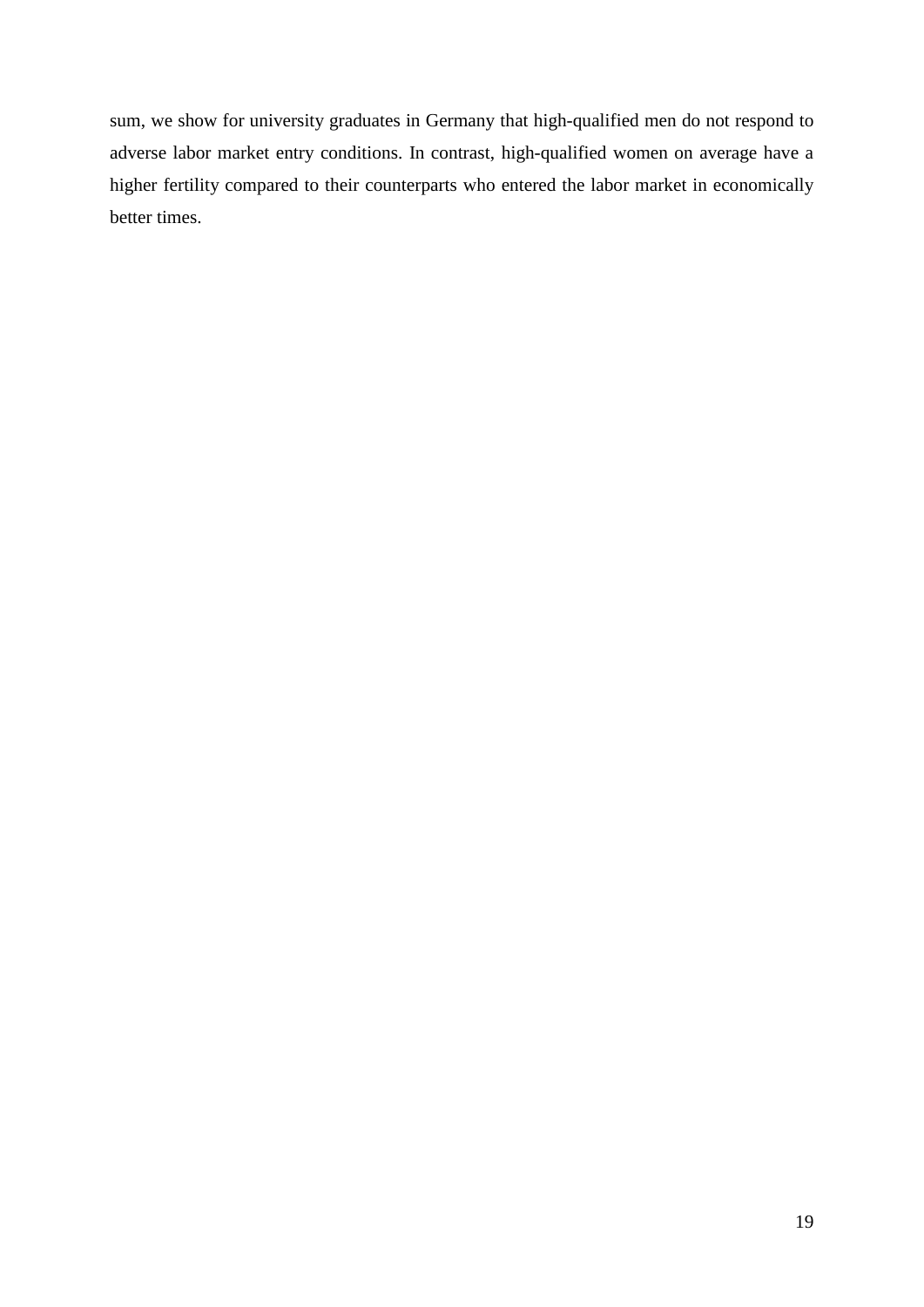sum, we show for university graduates in Germany that high-qualified men do not respond to adverse labor market entry conditions. In contrast, high-qualified women on average have a higher fertility compared to their counterparts who entered the labor market in economically better times.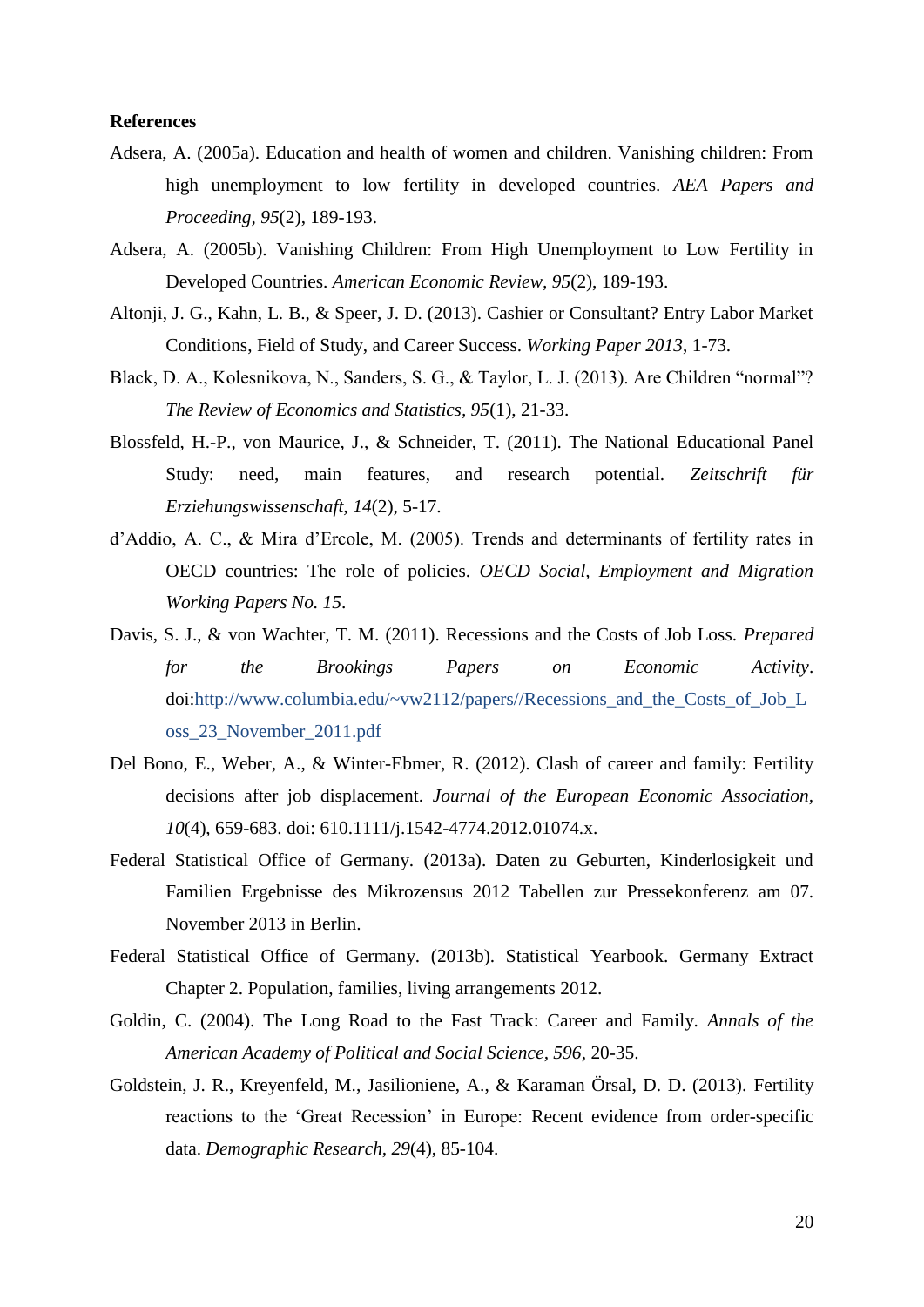**References**

Adsera, A. (2005a). Education and health of women and children. Vanishing children: From high unemployment to low fertility in developed countries. *AEA Papers and Proceeding*, *95*(2), 189-193.

Adsera, A. (2005b). Vanishing Children: From High Unemployment to Low Fertility in Developed Countries. *American Economic Review*, *95*(2), 189-193.

Altonji, J. G., Kahn, L. B., & Speer, J. D. (2013). Cashier or Consultant? Entry Labor Market Conditions, Field of Study, and Career Success. *Working Paper 2013*, 1-73.

Black, D. A., Kolesnikova, N., Sanders, S. G., & Taylor, L. J. (2013). Are Children "normal"? *The Review of Economics and Statistics*, *95*(1), 21-33.

Blossfeld, H.-P., von Maurice, J., & Schneider, T. (2011). The National Educational Panel Study: need, main features, and research potential. *Zeitschrift für Erziehungswissenschaft*, *14*(2), 5-17.

d'Addio, A. C., & Mira d'Ercole, M. (2005). Trends and determinants of fertility rates in OECD countries: The role of policies. *OECD Social, Employment and Migration Working Papers No. 15*.

Davis, S. J., & von Wachter, T. M. (2011). Recessions and the Costs of Job Loss. *Prepared for the Brookings Papers on Economic Activity*. doi:http://www.columbia.edu/~vw2112/papers//Recessions_and_the_Costs_of_Job_Loss_23_November_2011.pdf

Del Bono, E., Weber, A., & Winter-Ebmer, R. (2012). Clash of career and family: Fertility decisions after job displacement. *Journal of the European Economic Association*, *10*(4), 659-683. doi: 610.1111/j.1542-4774.2012.01074.x.

Federal Statistical Office of Germany. (2013a). Daten zu Geburten, Kinderlosigkeit und Familien Ergebnisse des Mikrozensus 2012 Tabellen zur Pressekonferenz am 07. November 2013 in Berlin.

Federal Statistical Office of Germany. (2013b). Statistical Yearbook. Germany Extract Chapter 2. Population, families, living arrangements 2012.

Goldin, C. (2004). The Long Road to the Fast Track: Career and Family. *Annals of the American Academy of Political and Social Science*, *596*, 20-35.

Goldstein, J. R., Kreyenfeld, M., Jasilioniene, A., & Karaman Örsal, D. D. (2013). Fertility reactions to the 'Great Recession' in Europe: Recent evidence from order-specific data. *Demographic Research*, *29*(4), 85-104.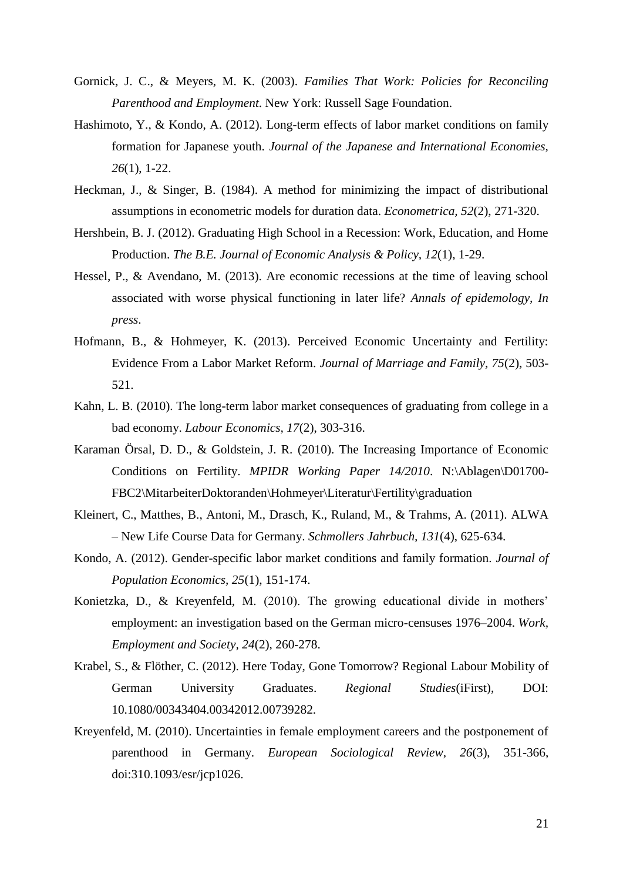Gornick, J. C., & Meyers, M. K. (2003). *Families That Work: Policies for Reconciling Parenthood and Employment*. New York: Russell Sage Foundation.

Hashimoto, Y., & Kondo, A. (2012). Long-term effects of labor market conditions on family formation for Japanese youth. *Journal of the Japanese and International Economies, 26*(1), 1-22.

Heckman, J., & Singer, B. (1984). A method for minimizing the impact of distributional assumptions in econometric models for duration data. *Econometrica, 52*(2), 271-320.

Hershbein, B. J. (2012). Graduating High School in a Recession: Work, Education, and Home Production. *The B.E. Journal of Economic Analysis & Policy, 12*(1), 1-29.

Hessel, P., & Avendano, M. (2013). Are economic recessions at the time of leaving school associated with worse physical functioning in later life? *Annals of epidemology, In press*.

Hofmann, B., & Hohmeyer, K. (2013). Perceived Economic Uncertainty and Fertility: Evidence From a Labor Market Reform. *Journal of Marriage and Family, 75*(2), 503-521.

Kahn, L. B. (2010). The long-term labor market consequences of graduating from college in a bad economy. *Labour Economics, 17*(2), 303-316.

Karaman Örsal, D. D., & Goldstein, J. R. (2010). The Increasing Importance of Economic Conditions on Fertility. *MPIDR Working Paper 14/2010*. N:\Ablagen\D01700-FBC2\MitarbeiterDoktoranden\Hohmeyer\Literatur\Fertility\graduation

Kleinert, C., Matthes, B., Antoni, M., Drasch, K., Ruland, M., & Trahms, A. (2011). ALWA – New Life Course Data for Germany. *Schmollers Jahrbuch, 131*(4), 625-634.

Kondo, A. (2012). Gender-specific labor market conditions and family formation. *Journal of Population Economics, 25*(1), 151-174.

Konietzka, D., & Kreyenfeld, M. (2010). The growing educational divide in mothers' employment: an investigation based on the German micro-censuses 1976–2004. *Work, Employment and Society, 24*(2), 260-278.

Krabel, S., & Flöther, C. (2012). Here Today, Gone Tomorrow? Regional Labour Mobility of German University Graduates. *Regional Studies*(iFirst), DOI: 10.1080/00343404.00342012.00739282.

Kreyenfeld, M. (2010). Uncertainties in female employment careers and the postponement of parenthood in Germany. *European Sociological Review, 26*(3), 351-366, doi:310.1093/esr/jcp1026.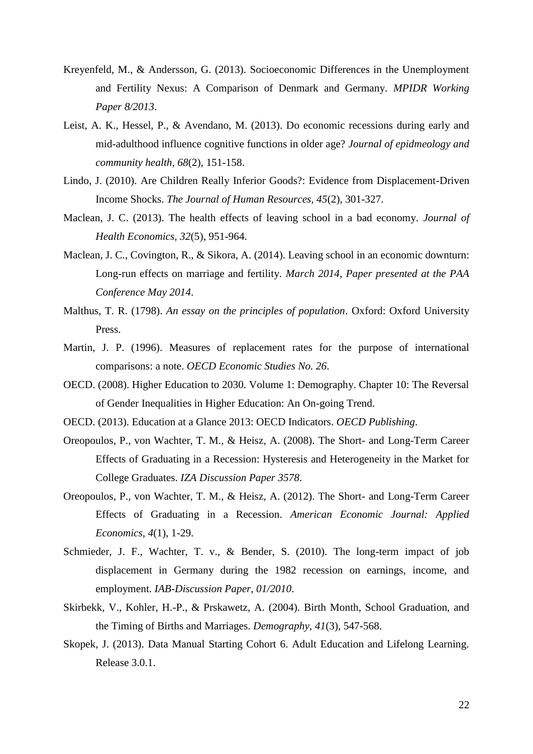Kreyenfeld, M., & Andersson, G. (2013). Socioeconomic Differences in the Unemployment and Fertility Nexus: A Comparison of Denmark and Germany. *MPIDR Working Paper 8/2013*.

Leist, A. K., Hessel, P., & Avendano, M. (2013). Do economic recessions during early and mid-adulthood influence cognitive functions in older age? *Journal of epidmeology and community health, 68*(2), 151-158.

Lindo, J. (2010). Are Children Really Inferior Goods?: Evidence from Displacement-Driven Income Shocks. *The Journal of Human Resources, 45*(2), 301-327.

Maclean, J. C. (2013). The health effects of leaving school in a bad economy. *Journal of Health Economics, 32*(5), 951-964.

Maclean, J. C., Covington, R., & Sikora, A. (2014). Leaving school in an economic downturn: Long-run effects on marriage and fertility. *March 2014, Paper presented at the PAA Conference May 2014*.

Malthus, T. R. (1798). *An essay on the principles of population*. Oxford: Oxford University Press.

Martin, J. P. (1996). Measures of replacement rates for the purpose of international comparisons: a note. *OECD Economic Studies No. 26*.

OECD. (2008). Higher Education to 2030. Volume 1: Demography. Chapter 10: The Reversal of Gender Inequalities in Higher Education: An On-going Trend.

OECD. (2013). Education at a Glance 2013: OECD Indicators. *OECD Publishing*.

Oreopoulos, P., von Wachter, T. M., & Heisz, A. (2008). The Short- and Long-Term Career Effects of Graduating in a Recession: Hysteresis and Heterogeneity in the Market for College Graduates. *IZA Discussion Paper 3578*.

Oreopoulos, P., von Wachter, T. M., & Heisz, A. (2012). The Short- and Long-Term Career Effects of Graduating in a Recession. *American Economic Journal: Applied Economics, 4*(1), 1-29.

Schmieder, J. F., Wachter, T. v., & Bender, S. (2010). The long-term impact of job displacement in Germany during the 1982 recession on earnings, income, and employment. *IAB-Discussion Paper, 01/2010*.

Skirbekk, V., Kohler, H.-P., & Prskawetz, A. (2004). Birth Month, School Graduation, and the Timing of Births and Marriages. *Demography, 41*(3), 547-568.

Skopek, J. (2013). Data Manual Starting Cohort 6. Adult Education and Lifelong Learning. Release 3.0.1.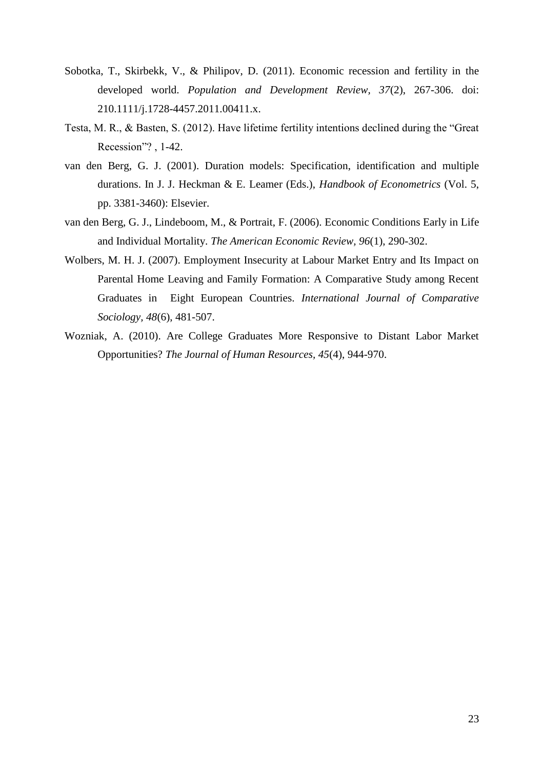Sobotka, T., Skirbekk, V., & Philipov, D. (2011). Economic recession and fertility in the developed world. *Population and Development Review, 37*(2), 267-306. doi: 210.1111/j.1728-4457.2011.00411.x.

Testa, M. R., & Basten, S. (2012). Have lifetime fertility intentions declined during the "Great Recession"? , 1-42.

van den Berg, G. J. (2001). Duration models: Specification, identification and multiple durations. In J. J. Heckman & E. Leamer (Eds.), *Handbook of Econometrics* (Vol. 5, pp. 3381-3460): Elsevier.

van den Berg, G. J., Lindeboom, M., & Portrait, F. (2006). Economic Conditions Early in Life and Individual Mortality. *The American Economic Review, 96*(1), 290-302.

Wolbers, M. H. J. (2007). Employment Insecurity at Labour Market Entry and Its Impact on Parental Home Leaving and Family Formation: A Comparative Study among Recent Graduates in Eight European Countries. *International Journal of Comparative Sociology, 48*(6), 481-507.

Wozniak, A. (2010). Are College Graduates More Responsive to Distant Labor Market Opportunities? *The Journal of Human Resources, 45*(4), 944-970.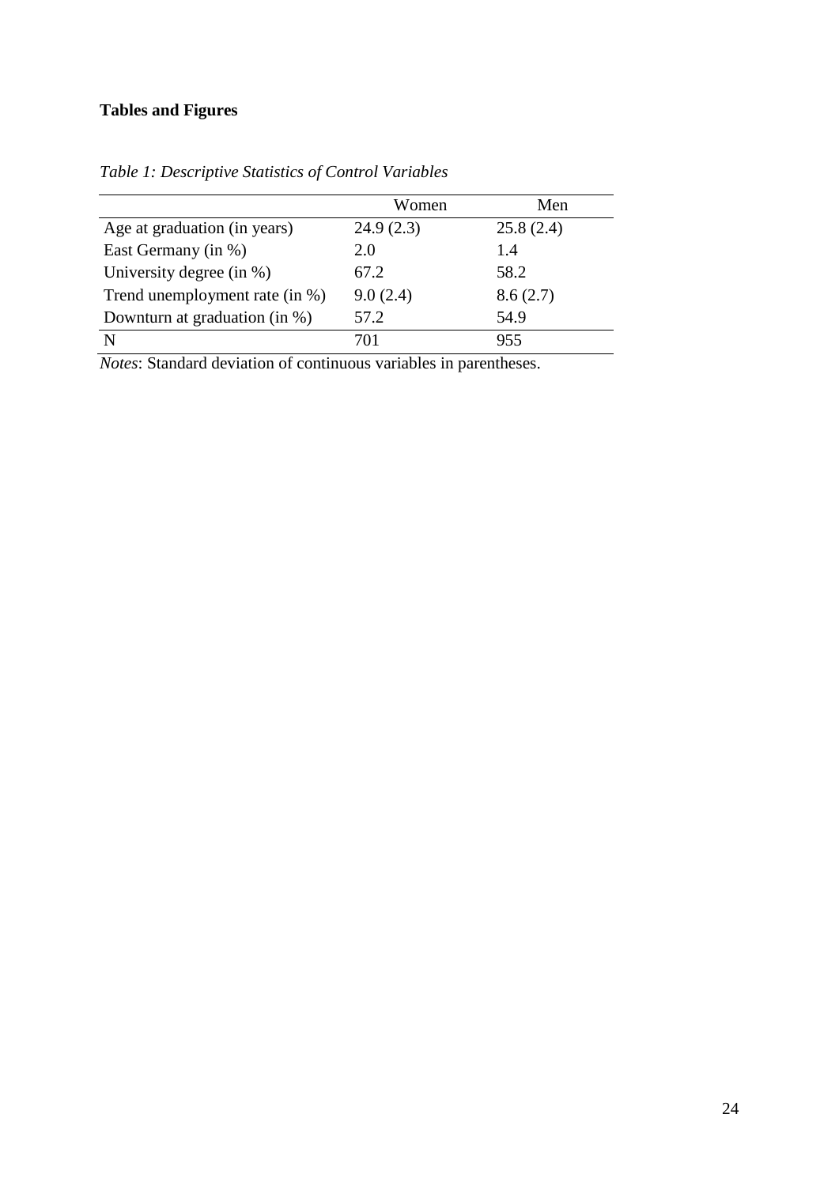**Tables and Figures**

*Table 1: Descriptive Statistics of Control Variables*

| | Women | Men |
|---|---|---|
| Age at graduation (in years) | 24.9 (2.3) | 25.8 (2.4) |
| East Germany (in %) | 2.0 | 1.4 |
| University degree (in %) | 67.2 | 58.2 |
| Trend unemployment rate (in %) | 9.0 (2.4) | 8.6 (2.7) |
| Downturn at graduation (in %) | 57.2 | 54.9 |
| N | 701 | 955 |

*Notes*: Standard deviation of continuous variables in parentheses.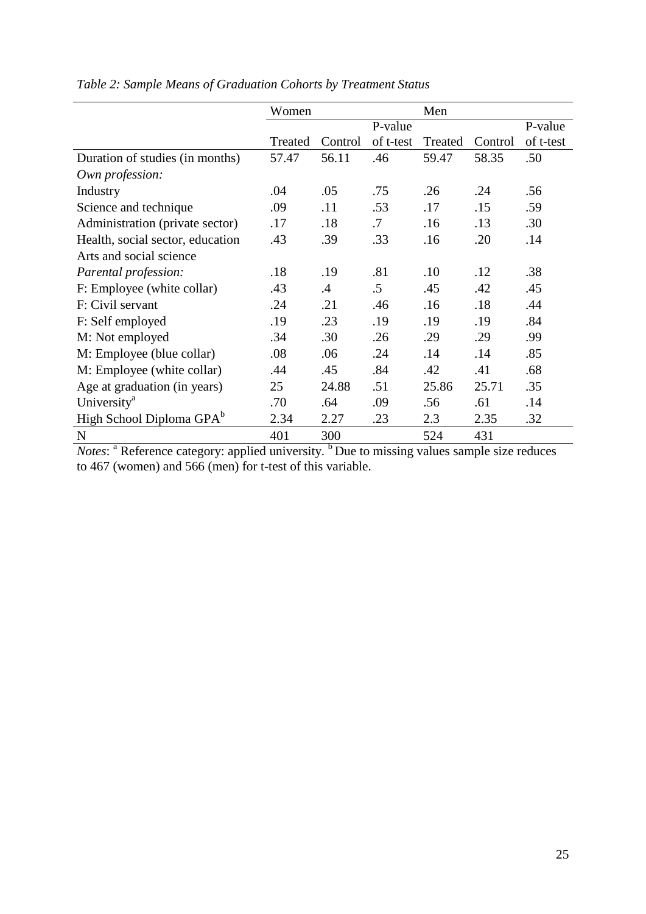*Table 2: Sample Means of Graduation Cohorts by Treatment Status*

| | Women | | | Men | | |
|---|---|---|---|---|---|---|
| | Treated | Control | P-value of t-test | Treated | Control | P-value of t-test |
| Duration of studies (in months) | 57.47 | 56.11 | .46 | 59.47 | 58.35 | .50 |
| *Own profession:* | | | | | | |
| Industry | .04 | .05 | .75 | .26 | .24 | .56 |
| Science and technique | .09 | .11 | .53 | .17 | .15 | .59 |
| Administration (private sector) | .17 | .18 | .7 | .16 | .13 | .30 |
| Health, social sector, education | .43 | .39 | .33 | .16 | .20 | .14 |
| Arts and social science | | | | | | |
| *Parental profession:* | .18 | .19 | .81 | .10 | .12 | .38 |
| F: Employee (white collar) | .43 | .4 | .5 | .45 | .42 | .45 |
| F: Civil servant | .24 | .21 | .46 | .16 | .18 | .44 |
| F: Self employed | .19 | .23 | .19 | .19 | .19 | .84 |
| M: Not employed | .34 | .30 | .26 | .29 | .29 | .99 |
| M: Employee (blue collar) | .08 | .06 | .24 | .14 | .14 | .85 |
| M: Employee (white collar) | .44 | .45 | .84 | .42 | .41 | .68 |
| Age at graduation (in years) | 25 | 24.88 | .51 | 25.86 | 25.71 | .35 |
| University[a] | .70 | .64 | .09 | .56 | .61 | .14 |
| High School Diploma GPA[b] | 2.34 | 2.27 | .23 | 2.3 | 2.35 | .32 |
| N | 401 | 300 | | 524 | 431 | |

*Notes*: [a] Reference category: applied university. [b] Due to missing values sample size reduces to 467 (women) and 566 (men) for t-test of this variable.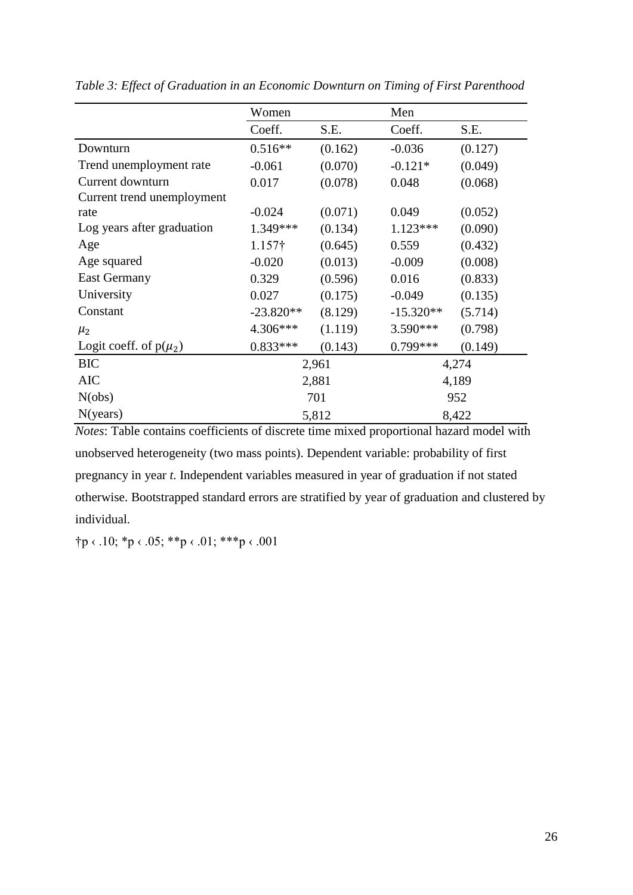*Table 3: Effect of Graduation in an Economic Downturn on Timing of First Parenthood*

| | Women | | Men | |
|---|---|---|---|---|
| | Coeff. | S.E. | Coeff. | S.E. |
| Downturn | 0.516** | (0.162) | -0.036 | (0.127) |
| Trend unemployment rate | -0.061 | (0.070) | -0.121* | (0.049) |
| Current downturn | 0.017 | (0.078) | 0.048 | (0.068) |
| Current trend unemployment rate | -0.024 | (0.071) | 0.049 | (0.052) |
| Log years after graduation | 1.349*** | (0.134) | 1.123*** | (0.090) |
| Age | 1.157† | (0.645) | 0.559 | (0.432) |
| Age squared | -0.020 | (0.013) | -0.009 | (0.008) |
| East Germany | 0.329 | (0.596) | 0.016 | (0.833) |
| University | 0.027 | (0.175) | -0.049 | (0.135) |
| Constant | -23.820** | (8.129) | -15.320** | (5.714) |
| $\mu_2$ | 4.306*** | (1.119) | 3.590*** | (0.798) |
| Logit coeff. of p($\mu_2$) | 0.833*** | (0.143) | 0.799*** | (0.149) |
| BIC | 2,961 | | 4,274 | |
| AIC | 2,881 | | 4,189 | |
| N(obs) | 701 | | 952 | |
| N(years) | 5,812 | | 8,422 | |

*Notes*: Table contains coefficients of discrete time mixed proportional hazard model with unobserved heterogeneity (two mass points). Dependent variable: probability of first pregnancy in year *t*. Independent variables measured in year of graduation if not stated otherwise. Bootstrapped standard errors are stratified by year of graduation and clustered by individual.

†p ‹ .10; *p ‹ .05; **p ‹ .01; ***p ‹ .001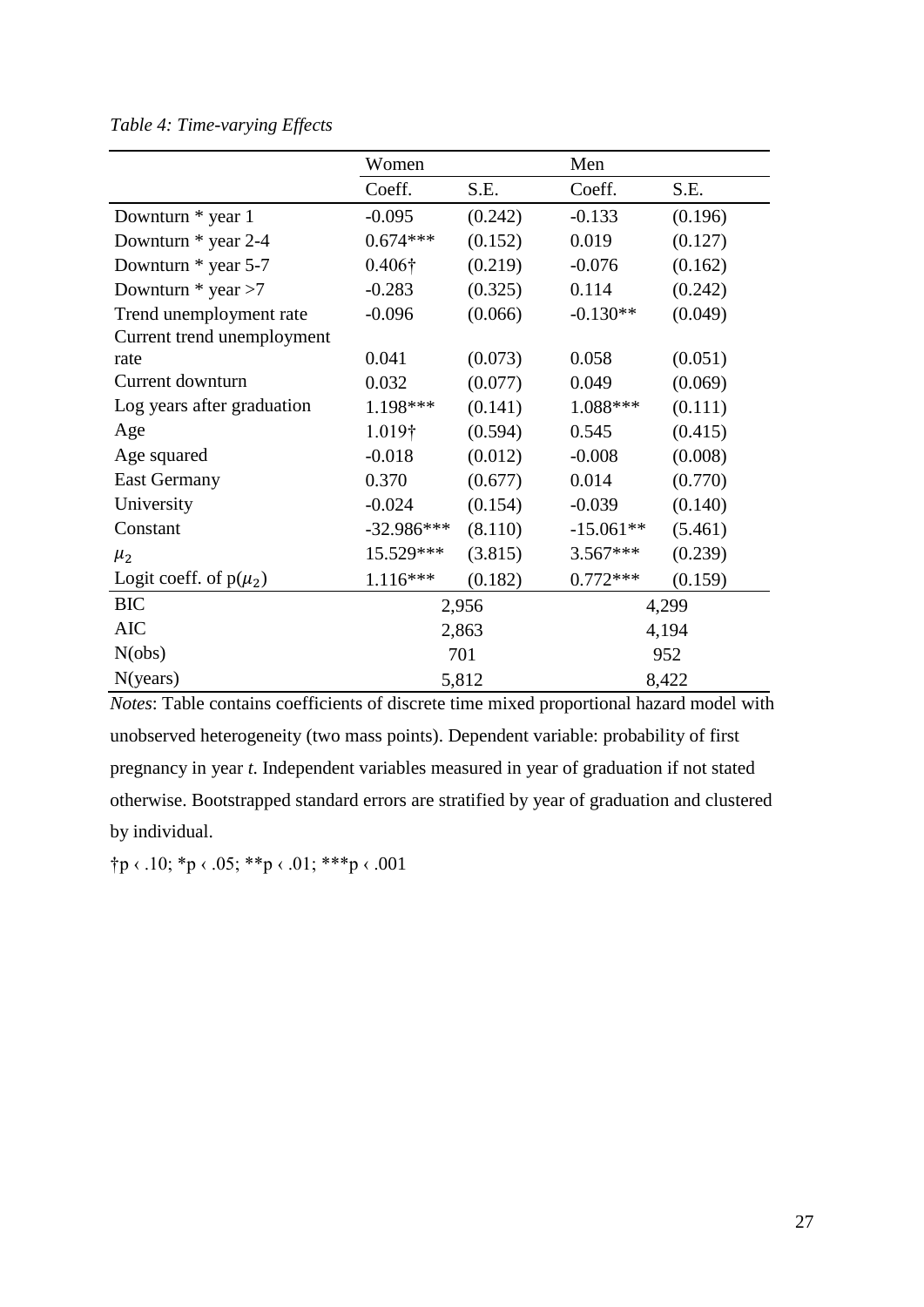*Table 4: Time-varying Effects*

| | Women | | Men | |
|---|---|---|---|---|
| | Coeff. | S.E. | Coeff. | S.E. |
| Downturn * year 1 | -0.095 | (0.242) | -0.133 | (0.196) |
| Downturn * year 2-4 | 0.674*** | (0.152) | 0.019 | (0.127) |
| Downturn * year 5-7 | 0.406† | (0.219) | -0.076 | (0.162) |
| Downturn * year >7 | -0.283 | (0.325) | 0.114 | (0.242) |
| Trend unemployment rate | -0.096 | (0.066) | -0.130** | (0.049) |
| Current trend unemployment rate | 0.041 | (0.073) | 0.058 | (0.051) |
| Current downturn | 0.032 | (0.077) | 0.049 | (0.069) |
| Log years after graduation | 1.198*** | (0.141) | 1.088*** | (0.111) |
| Age | 1.019† | (0.594) | 0.545 | (0.415) |
| Age squared | -0.018 | (0.012) | -0.008 | (0.008) |
| East Germany | 0.370 | (0.677) | 0.014 | (0.770) |
| University | -0.024 | (0.154) | -0.039 | (0.140) |
| Constant | -32.986*** | (8.110) | -15.061** | (5.461) |
| $\mu_2$ | 15.529*** | (3.815) | 3.567*** | (0.239) |
| Logit coeff. of p($\mu_2$) | 1.116*** | (0.182) | 0.772*** | (0.159) |
| BIC | 2,956 | | 4,299 | |
| AIC | 2,863 | | 4,194 | |
| N(obs) | 701 | | 952 | |
| N(years) | 5,812 | | 8,422 | |

*Notes*: Table contains coefficients of discrete time mixed proportional hazard model with unobserved heterogeneity (two mass points). Dependent variable: probability of first pregnancy in year *t*. Independent variables measured in year of graduation if not stated otherwise. Bootstrapped standard errors are stratified by year of graduation and clustered by individual.

†p ‹ .10; *p ‹ .05; **p ‹ .01; ***p ‹ .001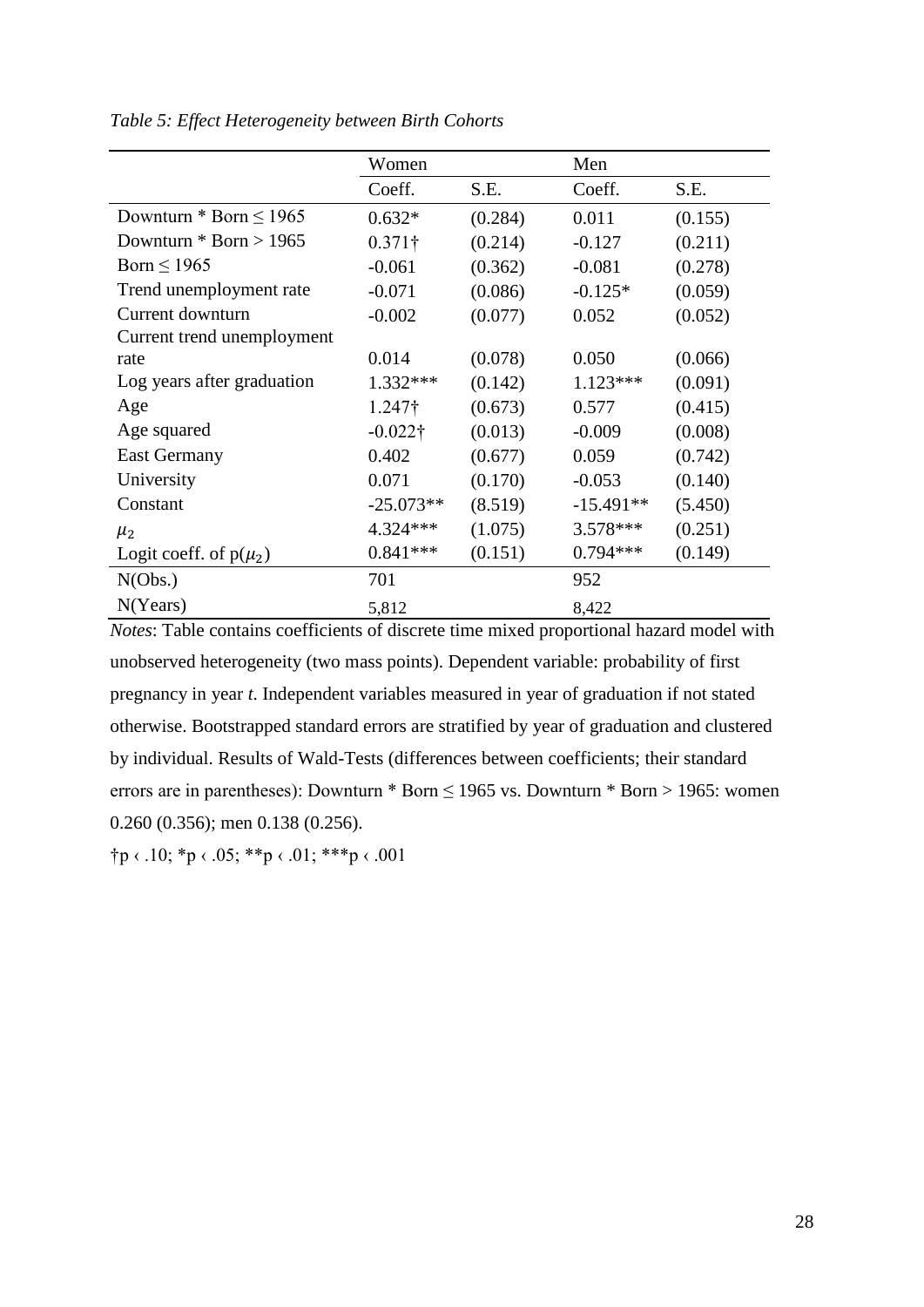*Table 5: Effect Heterogeneity between Birth Cohorts*

| | Women | | Men | |
|---|---|---|---|---|
| | Coeff. | S.E. | Coeff. | S.E. |
| Downturn * Born ≤ 1965 | 0.632* | (0.284) | 0.011 | (0.155) |
| Downturn * Born > 1965 | 0.371† | (0.214) | -0.127 | (0.211) |
| Born ≤ 1965 | -0.061 | (0.362) | -0.081 | (0.278) |
| Trend unemployment rate | -0.071 | (0.086) | -0.125* | (0.059) |
| Current downturn | -0.002 | (0.077) | 0.052 | (0.052) |
| Current trend unemployment rate | 0.014 | (0.078) | 0.050 | (0.066) |
| Log years after graduation | 1.332*** | (0.142) | 1.123*** | (0.091) |
| Age | 1.247† | (0.673) | 0.577 | (0.415) |
| Age squared | -0.022† | (0.013) | -0.009 | (0.008) |
| East Germany | 0.402 | (0.677) | 0.059 | (0.742) |
| University | 0.071 | (0.170) | -0.053 | (0.140) |
| Constant | -25.073** | (8.519) | -15.491** | (5.450) |
| $\mu_2$ | 4.324*** | (1.075) | 3.578*** | (0.251) |
| Logit coeff. of $p(\mu_2)$ | 0.841*** | (0.151) | 0.794*** | (0.149) |
| N(Obs.) | 701 | | 952 | |
| N(Years) | 5,812 | | 8,422 | |

*Notes*: Table contains coefficients of discrete time mixed proportional hazard model with unobserved heterogeneity (two mass points). Dependent variable: probability of first pregnancy in year *t*. Independent variables measured in year of graduation if not stated otherwise. Bootstrapped standard errors are stratified by year of graduation and clustered by individual. Results of Wald-Tests (differences between coefficients; their standard errors are in parentheses): Downturn * Born ≤ 1965 vs. Downturn * Born > 1965: women 0.260 (0.356); men 0.138 (0.256).

†p < .10; *p < .05; **p < .01; ***p < .001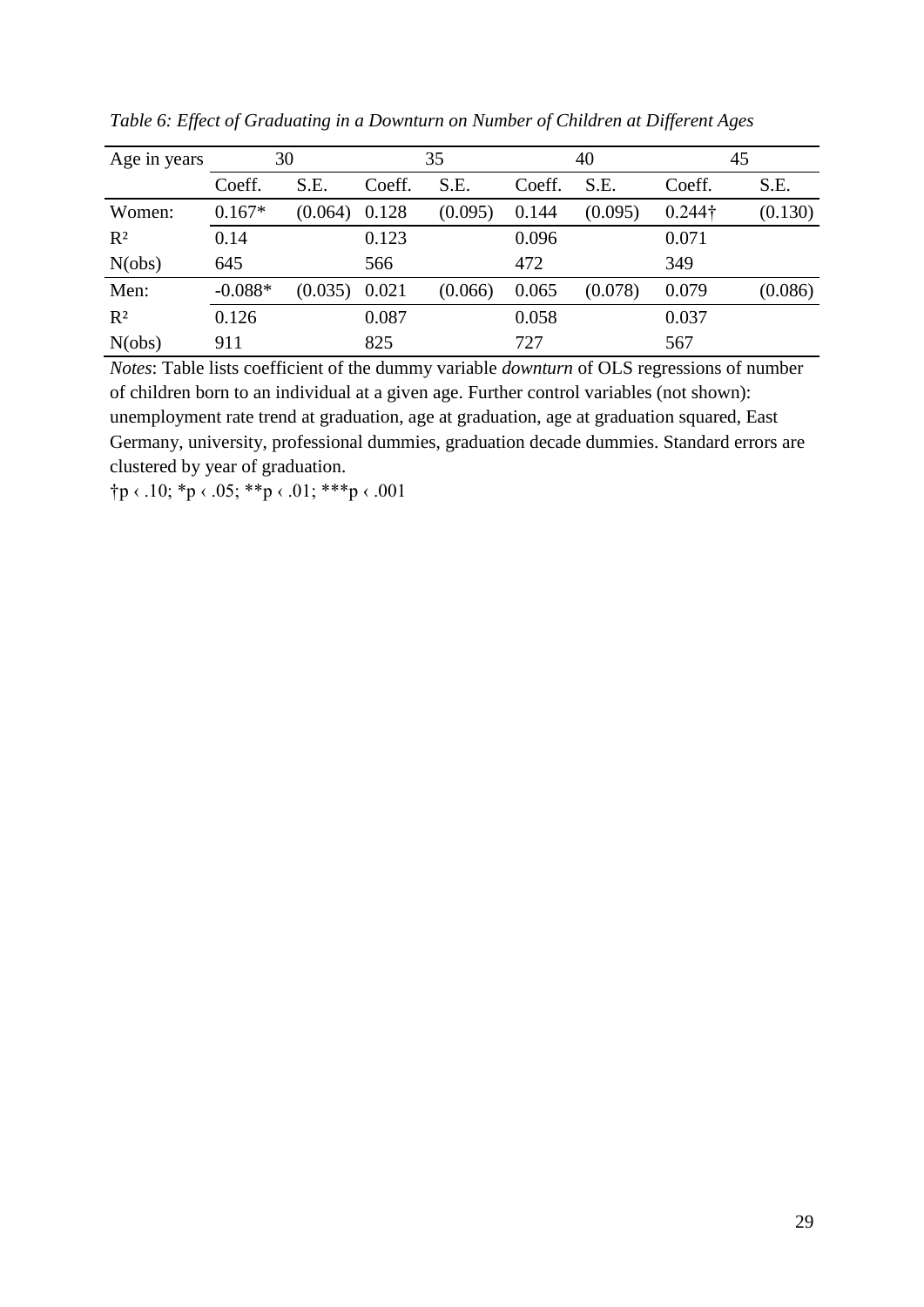*Table 6: Effect of Graduating in a Downturn on Number of Children at Different Ages*

| Age in years | 30 | | 35 | | 40 | | 45 | |
|---|---|---|---|---|---|---|---|---|
| | Coeff. | S.E. | Coeff. | S.E. | Coeff. | S.E. | Coeff. | S.E. |
| Women: | 0.167* | (0.064) | 0.128 | (0.095) | 0.144 | (0.095) | 0.244† | (0.130) |
| $R^2$ | 0.14 | | 0.123 | | 0.096 | | 0.071 | |
| N(obs) | 645 | | 566 | | 472 | | 349 | |
| Men: | -0.088* | (0.035) | 0.021 | (0.066) | 0.065 | (0.078) | 0.079 | (0.086) |
| $R^2$ | 0.126 | | 0.087 | | 0.058 | | 0.037 | |
| N(obs) | 911 | | 825 | | 727 | | 567 | |

*Notes*: Table lists coefficient of the dummy variable *downturn* of OLS regressions of number of children born to an individual at a given age. Further control variables (not shown): unemployment rate trend at graduation, age at graduation, age at graduation squared, East Germany, university, professional dummies, graduation decade dummies. Standard errors are clustered by year of graduation.

†p ‹ .10; *p ‹ .05; **p ‹ .01; ***p ‹ .001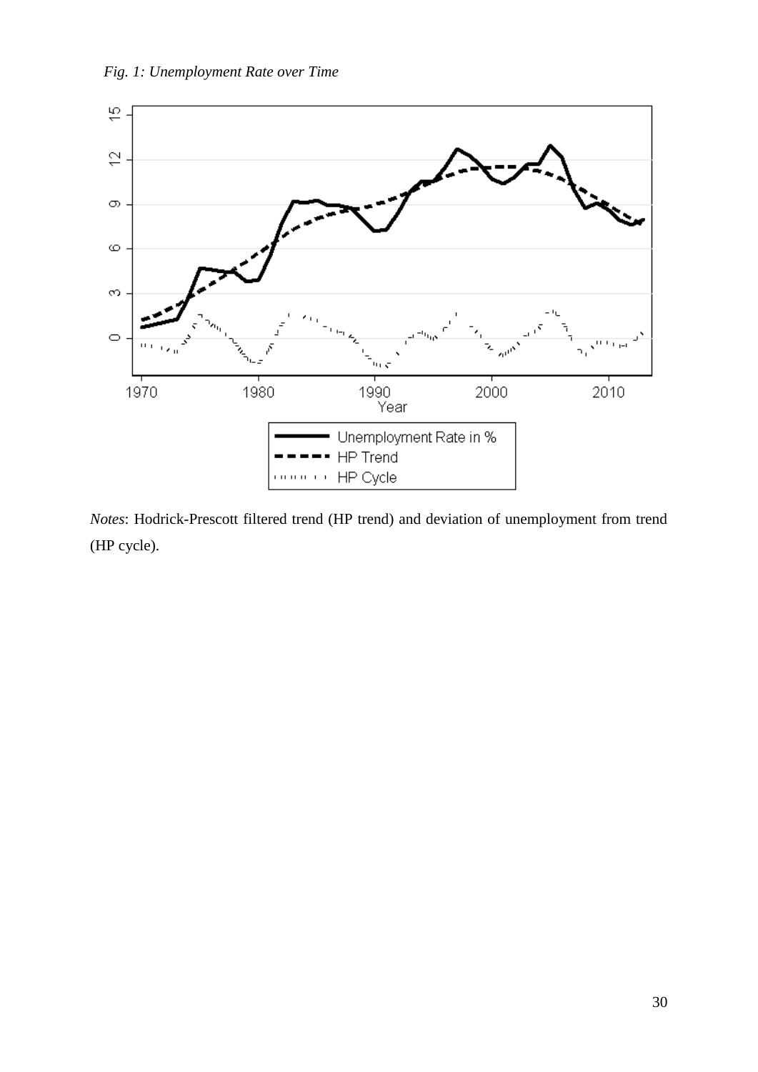*Fig. 1: Unemployment Rate over Time*

*Notes*: Hodrick-Prescott filtered trend (HP trend) and deviation of unemployment from trend (HP cycle).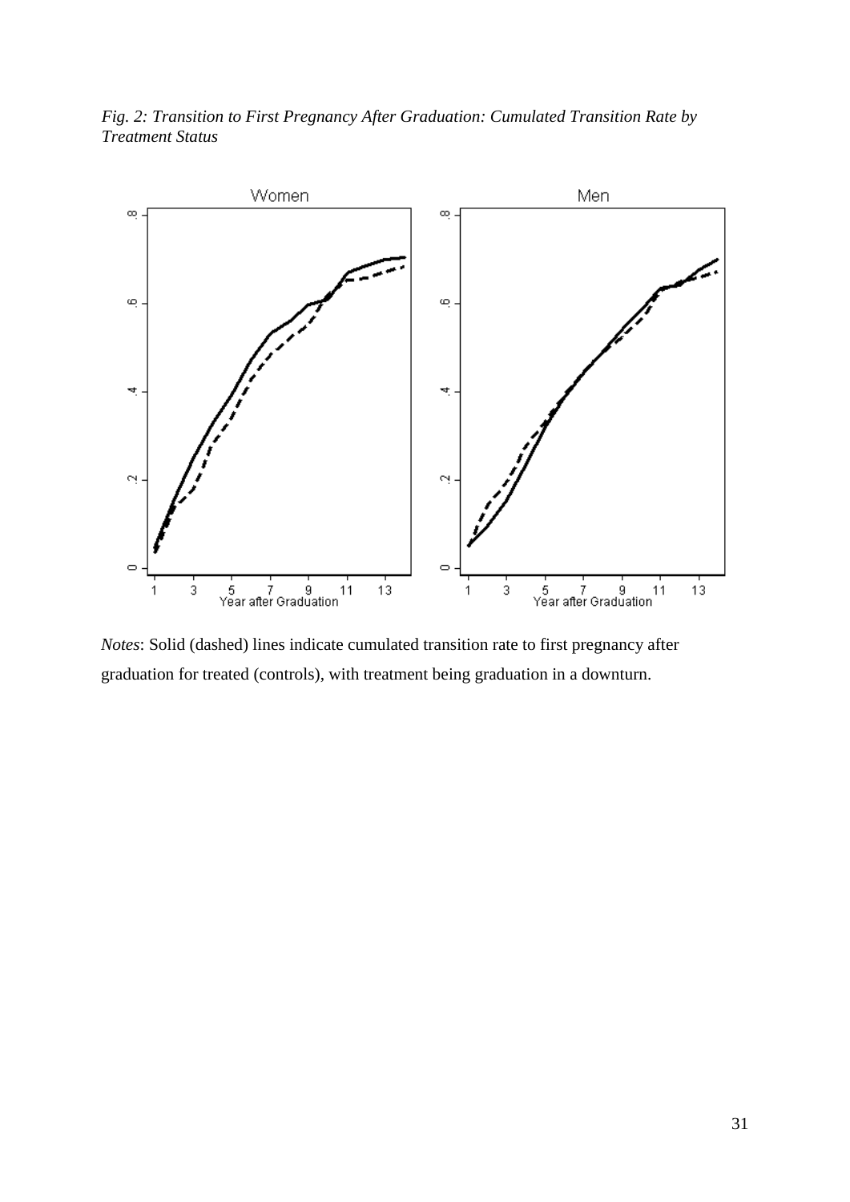*Fig. 2: Transition to First Pregnancy After Graduation: Cumulated Transition Rate by Treatment Status*

*Notes*: Solid (dashed) lines indicate cumulated transition rate to first pregnancy after graduation for treated (controls), with treatment being graduation in a downturn.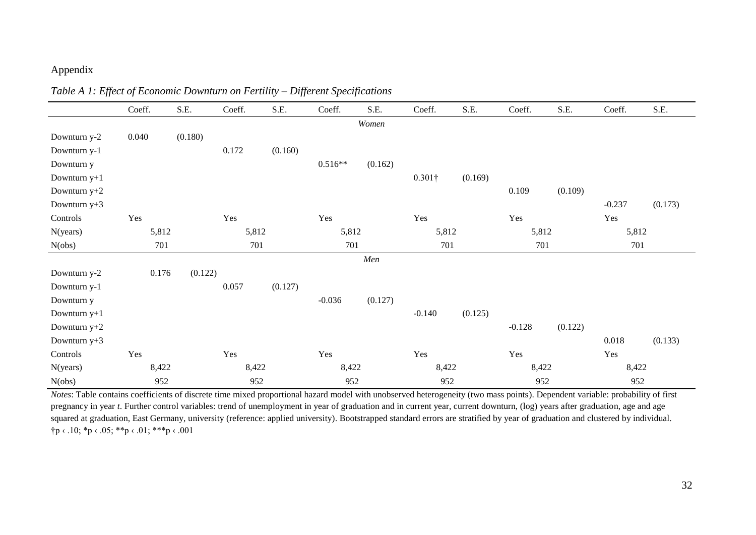Appendix

*Table A 1: Effect of Economic Downturn on Fertility – Different Specifications*

| | Coeff. | S.E. | Coeff. | S.E. | Coeff. | S.E. | Coeff. | S.E. | Coeff. | S.E. | Coeff. | S.E. |
|---|---|---|---|---|---|---|---|---|---|---|---|---|
| | | | | | | *Women* | | | | | | |
| Downturn y-2 | 0.040 | (0.180) | | | | | | | | | | |
| Downturn y-1 | | | 0.172 | (0.160) | | | | | | | | |
| Downturn y | | | | | 0.516** | (0.162) | | | | | | |
| Downturn y+1 | | | | | | | 0.301† | (0.169) | | | | |
| Downturn y+2 | | | | | | | | | 0.109 | (0.109) | | |
| Downturn y+3 | | | | | | | | | | | -0.237 | (0.173) |
| Controls | Yes | | Yes | | Yes | | Yes | | Yes | | Yes | |
| N(years) | 5,812 | | 5,812 | | 5,812 | | 5,812 | | 5,812 | | 5,812 | |
| N(obs) | 701 | | 701 | | 701 | | 701 | | 701 | | 701 | |
| | | | | | | *Men* | | | | | | |
| Downturn y-2 | 0.176 | (0.122) | | | | | | | | | | |
| Downturn y-1 | | | 0.057 | (0.127) | | | | | | | | |
| Downturn y | | | | | -0.036 | (0.127) | | | | | | |
| Downturn y+1 | | | | | | | -0.140 | (0.125) | | | | |
| Downturn y+2 | | | | | | | | | -0.128 | (0.122) | | |
| Downturn y+3 | | | | | | | | | | | 0.018 | (0.133) |
| Controls | Yes | | Yes | | Yes | | Yes | | Yes | | Yes | |
| N(years) | 8,422 | | 8,422 | | 8,422 | | 8,422 | | 8,422 | | 8,422 | |
| N(obs) | 952 | | 952 | | 952 | | 952 | | 952 | | 952 | |

*Notes*: Table contains coefficients of discrete time mixed proportional hazard model with unobserved heterogeneity (two mass points). Dependent variable: probability of first pregnancy in year *t*. Further control variables: trend of unemployment in year of graduation and in current year, current downturn, (log) years after graduation, age and age squared at graduation, East Germany, university (reference: applied university). Bootstrapped standard errors are stratified by year of graduation and clustered by individual. †p ‹ .10; *p ‹ .05; **p ‹ .01; ***p ‹ .001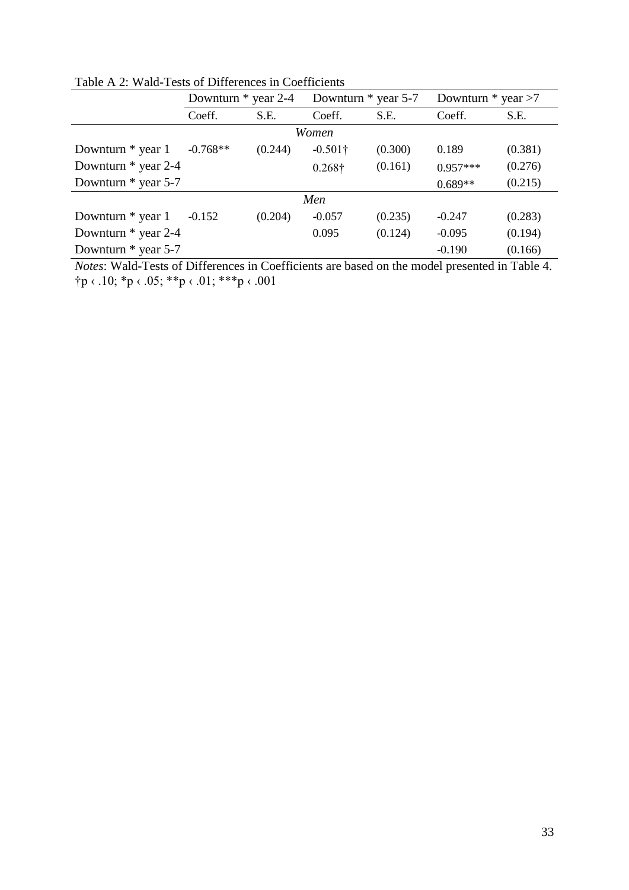Table A 2: Wald-Tests of Differences in Coefficients

| | Downturn * year 2-4 | | Downturn * year 5-7 | | Downturn * year >7 | |
|---|---|---|---|---|---|---|
| | Coeff. | S.E. | Coeff. | S.E. | Coeff. | S.E. |
| | | | *Women* | | | |
| Downturn * year 1 | -0.768** | (0.244) | -0.501† | (0.300) | 0.189 | (0.381) |
| Downturn * year 2-4 | | | 0.268† | (0.161) | 0.957*** | (0.276) |
| Downturn * year 5-7 | | | | | 0.689** | (0.215) |
| | | | *Men* | | | |
| Downturn * year 1 | -0.152 | (0.204) | -0.057 | (0.235) | -0.247 | (0.283) |
| Downturn * year 2-4 | | | 0.095 | (0.124) | -0.095 | (0.194) |
| Downturn * year 5-7 | | | | | -0.190 | (0.166) |

*Notes*: Wald-Tests of Differences in Coefficients are based on the model presented in Table 4.
†p ‹ .10; *p ‹ .05; **p ‹ .01; ***p ‹ .001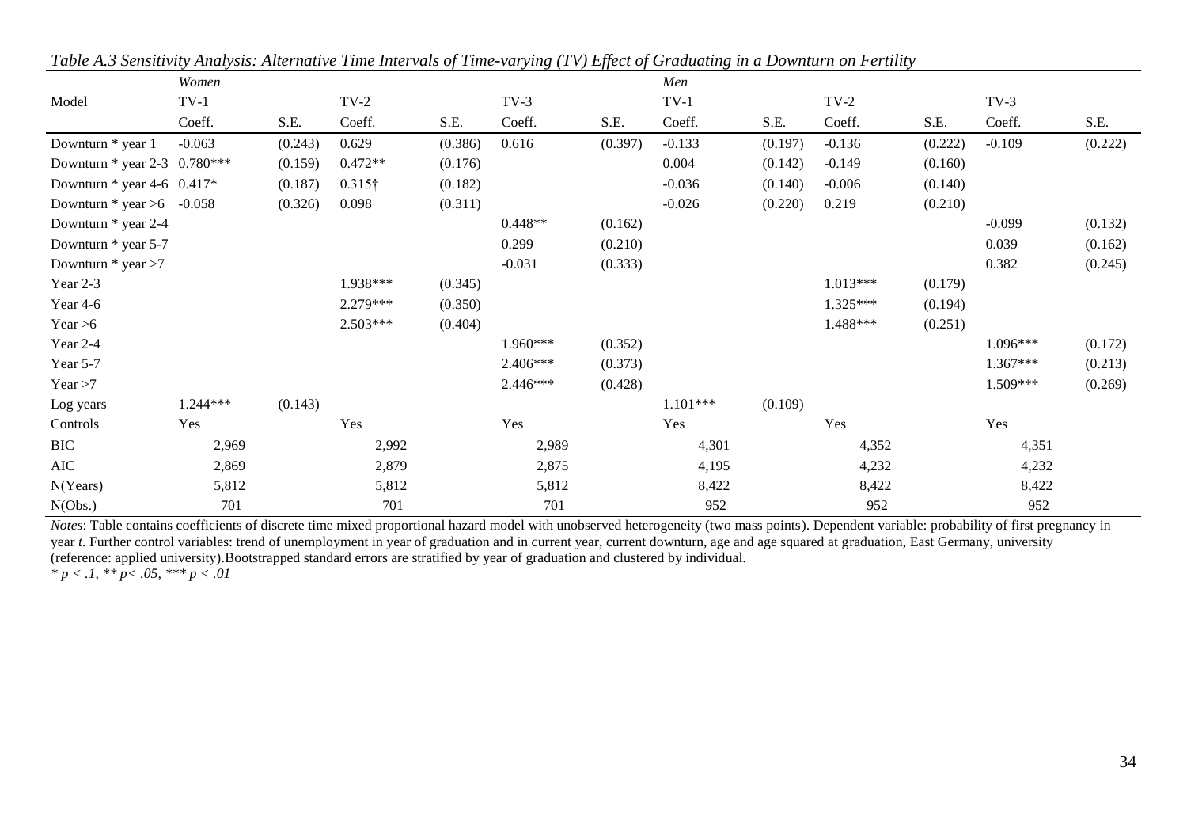*Table A.3 Sensitivity Analysis: Alternative Time Intervals of Time-varying (TV) Effect of Graduating in a Downturn on Fertility*

| | *Women* | | | | | | *Men* | | | | | |
|---|---|---|---|---|---|---|---|---|---|---|---|---|
| Model | TV-1 | | TV-2 | | TV-3 | | TV-1 | | TV-2 | | TV-3 | |
| | Coeff. | S.E. | Coeff. | S.E. | Coeff. | S.E. | Coeff. | S.E. | Coeff. | S.E. | Coeff. | S.E. |
| Downturn * year 1 | -0.063 | (0.243) | 0.629 | (0.386) | 0.616 | (0.397) | -0.133 | (0.197) | -0.136 | (0.222) | -0.109 | (0.222) |
| Downturn * year 2-3 | 0.780*** | (0.159) | 0.472** | (0.176) | | | 0.004 | (0.142) | -0.149 | (0.160) | | |
| Downturn * year 4-6 | 0.417* | (0.187) | 0.315† | (0.182) | | | -0.036 | (0.140) | -0.006 | (0.140) | | |
| Downturn * year >6 | -0.058 | (0.326) | 0.098 | (0.311) | | | -0.026 | (0.220) | 0.219 | (0.210) | | |
| Downturn * year 2-4 | | | | | 0.448** | (0.162) | | | | | -0.099 | (0.132) |
| Downturn * year 5-7 | | | | | 0.299 | (0.210) | | | | | 0.039 | (0.162) |
| Downturn * year >7 | | | | | -0.031 | (0.333) | | | | | 0.382 | (0.245) |
| Year 2-3 | | | 1.938*** | (0.345) | | | | | 1.013*** | (0.179) | | |
| Year 4-6 | | | 2.279*** | (0.350) | | | | | 1.325*** | (0.194) | | |
| Year >6 | | | 2.503*** | (0.404) | | | | | 1.488*** | (0.251) | | |
| Year 2-4 | | | | | 1.960*** | (0.352) | | | | | 1.096*** | (0.172) |
| Year 5-7 | | | | | 2.406*** | (0.373) | | | | | 1.367*** | (0.213) |
| Year >7 | | | | | 2.446*** | (0.428) | | | | | 1.509*** | (0.269) |
| Log years | 1.244*** | (0.143) | | | | | 1.101*** | (0.109) | | | | |
| Controls | Yes | | Yes | | Yes | | Yes | | Yes | | Yes | |
| BIC | 2,969 | | 2,992 | | 2,989 | | 4,301 | | 4,352 | | 4,351 | |
| AIC | 2,869 | | 2,879 | | 2,875 | | 4,195 | | 4,232 | | 4,232 | |
| N(Years) | 5,812 | | 5,812 | | 5,812 | | 8,422 | | 8,422 | | 8,422 | |
| N(Obs.) | 701 | | 701 | | 701 | | 952 | | 952 | | 952 | |

*Notes*: Table contains coefficients of discrete time mixed proportional hazard model with unobserved heterogeneity (two mass points). Dependent variable: probability of first pregnancy in year *t*. Further control variables: trend of unemployment in year of graduation and in current year, current downturn, age and age squared at graduation, East Germany, university (reference: applied university).Bootstrapped standard errors are stratified by year of graduation and clustered by individual.
*\* p < .1, \*\* p< .05, \*\*\* p < .01*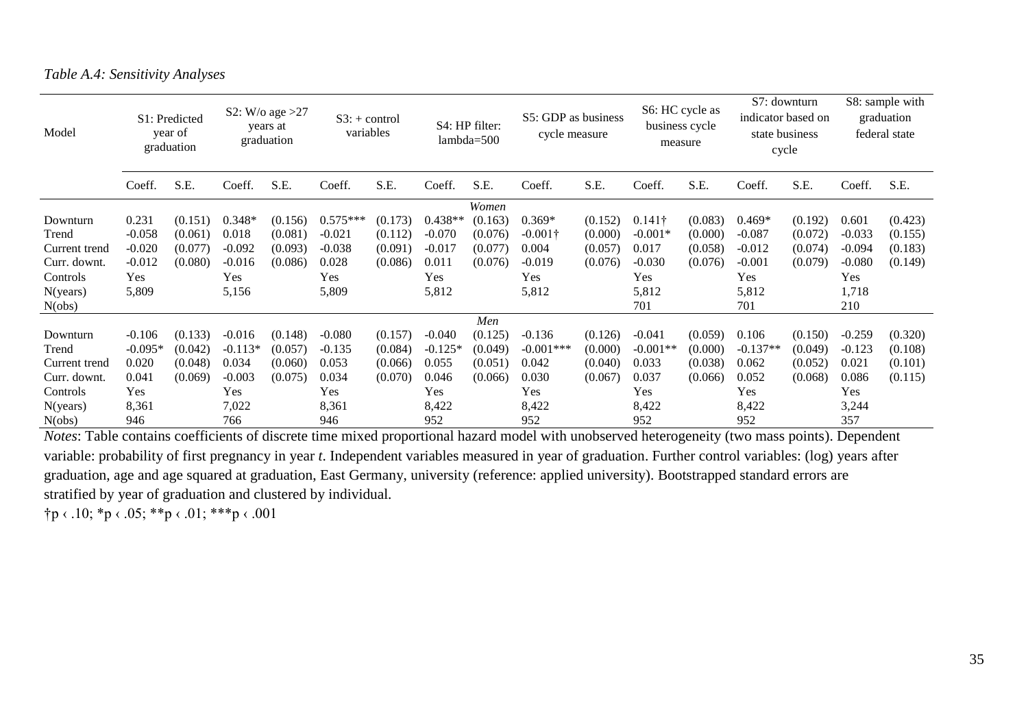*Table A.4: Sensitivity Analyses*

| Model | S1: Predicted year of graduation | | S2: W/o age >27 years at graduation | | S3: + control variables | | S4: HP filter: lambda=500 | | S5: GDP as business cycle measure | | S6: HC cycle as business cycle measure | | S7: downturn indicator based on state business cycle | | S8: sample with graduation federal state | |
|---|---|---|---|---|---|---|---|---|---|---|---|---|---|---|---|---|
| | Coeff. | S.E. | Coeff. | S.E. | Coeff. | S.E. | Coeff. | S.E. | Coeff. | S.E. | Coeff. | S.E. | Coeff. | S.E. | Coeff. | S.E. |
| | | | | | | | | *Women* | | | | | | | | |
| Downturn | 0.231 | (0.151) | 0.348* | (0.156) | 0.575*** | (0.173) | 0.438** | (0.163) | 0.369* | (0.152) | 0.141† | (0.083) | 0.469* | (0.192) | 0.601 | (0.423) |
| Trend | -0.058 | (0.061) | 0.018 | (0.081) | -0.021 | (0.112) | -0.070 | (0.076) | -0.001† | (0.000) | -0.001* | (0.000) | -0.087 | (0.072) | -0.033 | (0.155) |
| Current trend | -0.020 | (0.077) | -0.092 | (0.093) | -0.038 | (0.091) | -0.017 | (0.077) | 0.004 | (0.057) | 0.017 | (0.058) | -0.012 | (0.074) | -0.094 | (0.183) |
| Curr. downt. | -0.012 | (0.080) | -0.016 | (0.086) | 0.028 | (0.086) | 0.011 | (0.076) | -0.019 | (0.076) | -0.030 | (0.076) | -0.001 | (0.079) | -0.080 | (0.149) |
| Controls | Yes | | Yes | | Yes | | Yes | | Yes | | Yes | | Yes | | Yes | |
| N(years) | 5,809 | | 5,156 | | 5,809 | | 5,812 | | 5,812 | | 5,812 | | 5,812 | | 1,718 | |
| N(obs) | | | | | | | | | | | 701 | | 701 | | 210 | |
| | | | | | | | | *Men* | | | | | | | | |
| Downturn | -0.106 | (0.133) | -0.016 | (0.148) | -0.080 | (0.157) | -0.040 | (0.125) | -0.136 | (0.126) | -0.041 | (0.059) | 0.106 | (0.150) | -0.259 | (0.320) |
| Trend | -0.095* | (0.042) | -0.113* | (0.057) | -0.135 | (0.084) | -0.125* | (0.049) | -0.001*** | (0.000) | -0.001** | (0.000) | -0.137** | (0.049) | -0.123 | (0.108) |
| Current trend | 0.020 | (0.048) | 0.034 | (0.060) | 0.053 | (0.066) | 0.055 | (0.051) | 0.042 | (0.040) | 0.033 | (0.038) | 0.062 | (0.052) | 0.021 | (0.101) |
| Curr. downt. | 0.041 | (0.069) | -0.003 | (0.075) | 0.034 | (0.070) | 0.046 | (0.066) | 0.030 | (0.067) | 0.037 | (0.066) | 0.052 | (0.068) | 0.086 | (0.115) |
| Controls | Yes | | Yes | | Yes | | Yes | | Yes | | Yes | | Yes | | Yes | |
| N(years) | 8,361 | | 7,022 | | 8,361 | | 8,422 | | 8,422 | | 8,422 | | 8,422 | | 3,244 | |
| N(obs) | 946 | | 766 | | 946 | | 952 | | 952 | | 952 | | 952 | | 357 | |

*Notes*: Table contains coefficients of discrete time mixed proportional hazard model with unobserved heterogeneity (two mass points). Dependent variable: probability of first pregnancy in year *t*. Independent variables measured in year of graduation. Further control variables: (log) years after graduation, age and age squared at graduation, East Germany, university (reference: applied university). Bootstrapped standard errors are stratified by year of graduation and clustered by individual.

†p ‹ .10; *p ‹ .05; **p ‹ .01; ***p ‹ .001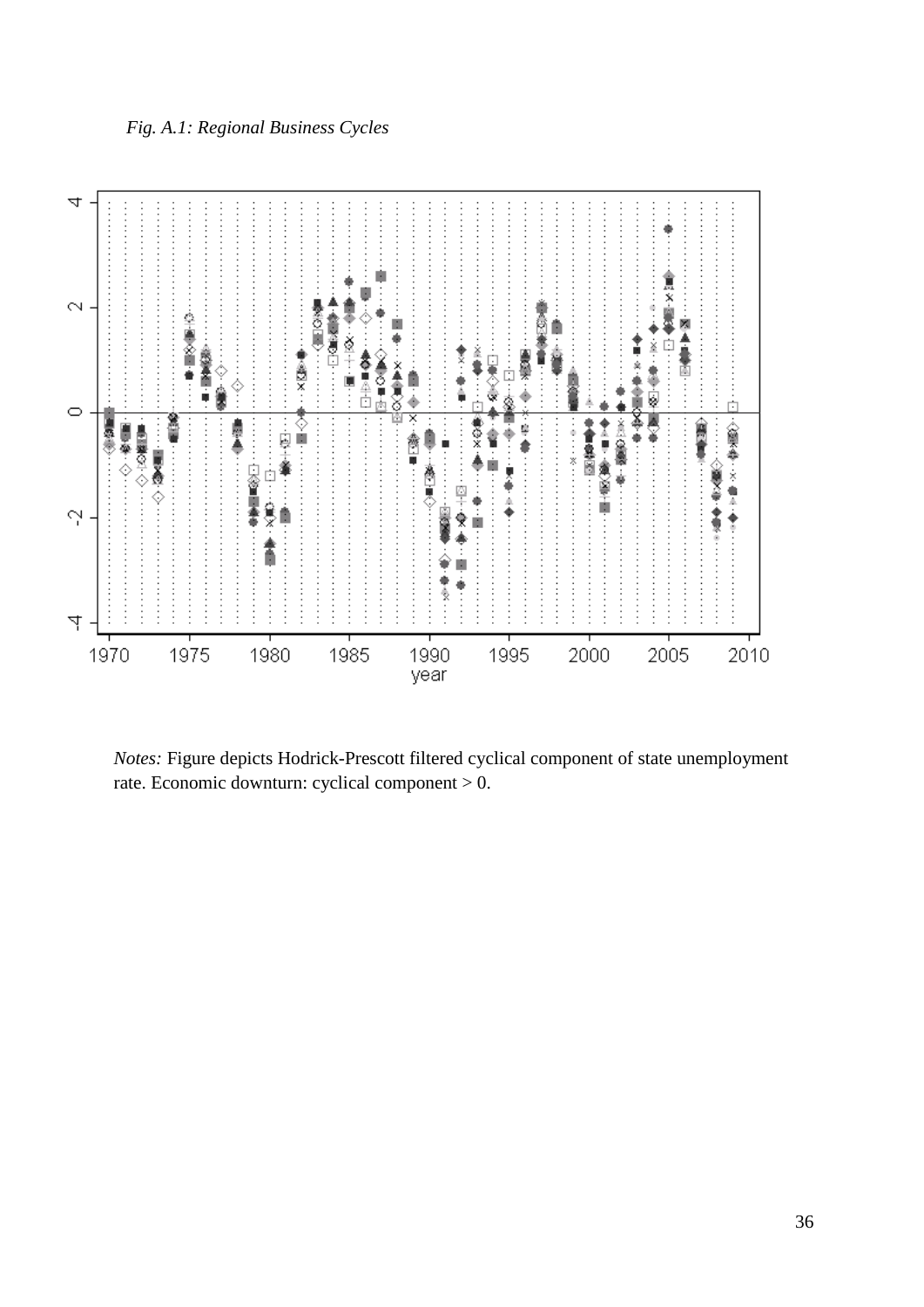*Fig. A.1: Regional Business Cycles*

*Notes:* Figure depicts Hodrick-Prescott filtered cyclical component of state unemployment rate. Economic downturn: cyclical component > 0.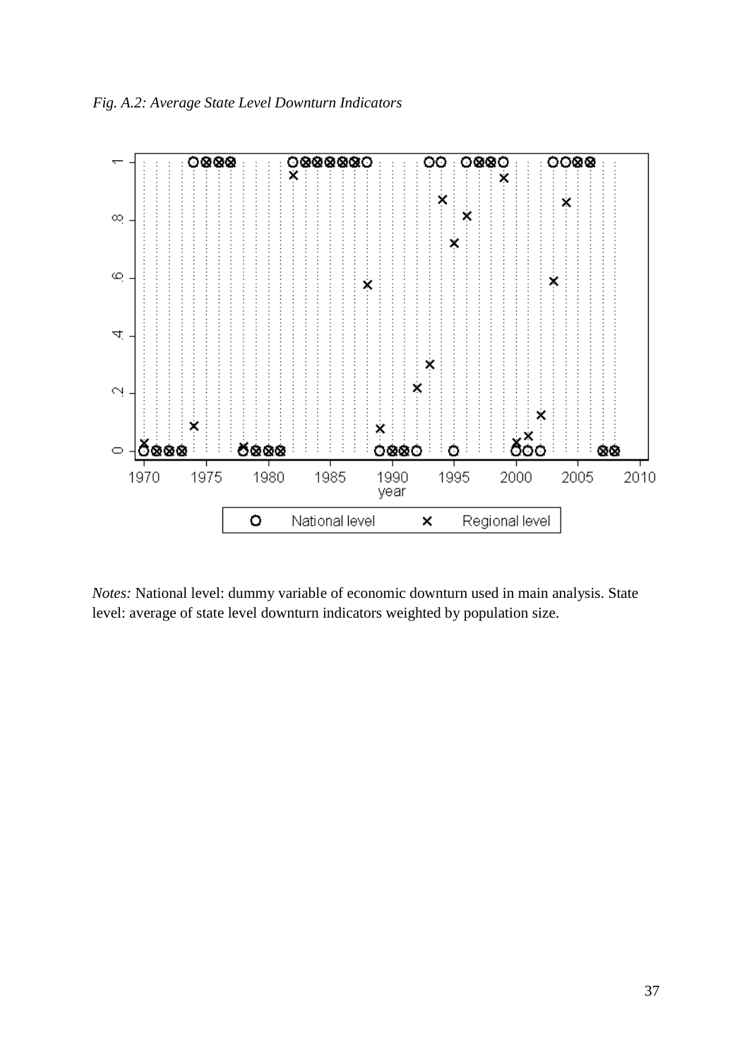*Fig. A.2: Average State Level Downturn Indicators*

1
.8
.6
.4
.2
0

1970 1975 1980 1985 1990 1995 2000 2005 2010
year

National level
Regional level

*Notes:* National level: dummy variable of economic downturn used in main analysis. State level: average of state level downturn indicators weighted by population size.